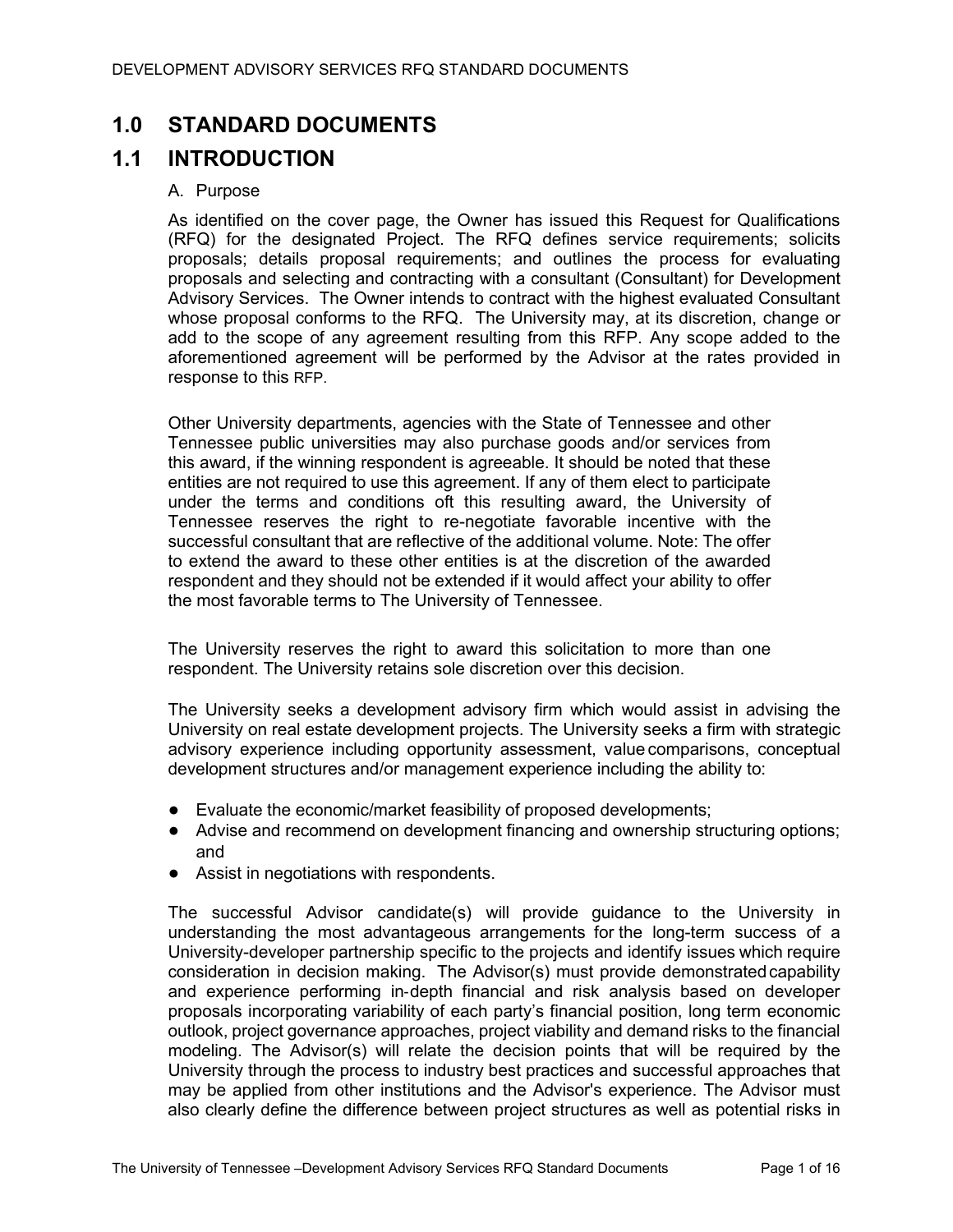# 1.0 STANDARD DOCUMENTS

## 1.1 INTRODUCTION

A. Purpose

As identified on the cover page, the Owner has issued this Request for Qualifications (RFQ) for the designated Project. The RFQ defines service requirements; solicits proposals; details proposal requirements; and outlines the process for evaluating proposals and selecting and contracting with a consultant (Consultant) for Development Advisory Services. The Owner intends to contract with the highest evaluated Consultant whose proposal conforms to the RFQ. The University may, at its discretion, change or add to the scope of any agreement resulting from this RFP. Any scope added to the aforementioned agreement will be performed by the Advisor at the rates provided in response to this RFP.

Other University departments, agencies with the State of Tennessee and other Tennessee public universities may also purchase goods and/or services from this award, if the winning respondent is agreeable. It should be noted that these entities are not required to use this agreement. If any of them elect to participate under the terms and conditions oft this resulting award, the University of Tennessee reserves the right to re-negotiate favorable incentive with the successful consultant that are reflective of the additional volume. Note: The offer to extend the award to these other entities is at the discretion of the awarded respondent and they should not be extended if it would affect your ability to offer the most favorable terms to The University of Tennessee.

The University reserves the right to award this solicitation to more than one respondent. The University retains sole discretion over this decision.

The University seeks a development advisory firm which would assist in advising the University on real estate development projects. The University seeks a firm with strategic advisory experience including opportunity assessment, value comparisons, conceptual development structures and/or management experience including the ability to:

- Evaluate the economic/market feasibility of proposed developments;
- Advise and recommend on development financing and ownership structuring options; and
- Assist in negotiations with respondents.

The successful Advisor candidate(s) will provide guidance to the University in understanding the most advantageous arrangements for the long-term success of a University-developer partnership specific to the projects and identify issues which require consideration in decision making. The Advisor(s) must provide demonstrated capability and experience performing in-depth financial and risk analysis based on developer proposals incorporating variability of each party's financial position, long term economic outlook, project governance approaches, project viability and demand risks to the financial modeling. The Advisor(s) will relate the decision points that will be required by the University through the process to industry best practices and successful approaches that may be applied from other institutions and the Advisor's experience. The Advisor must also clearly define the difference between project structures as well as potential risks in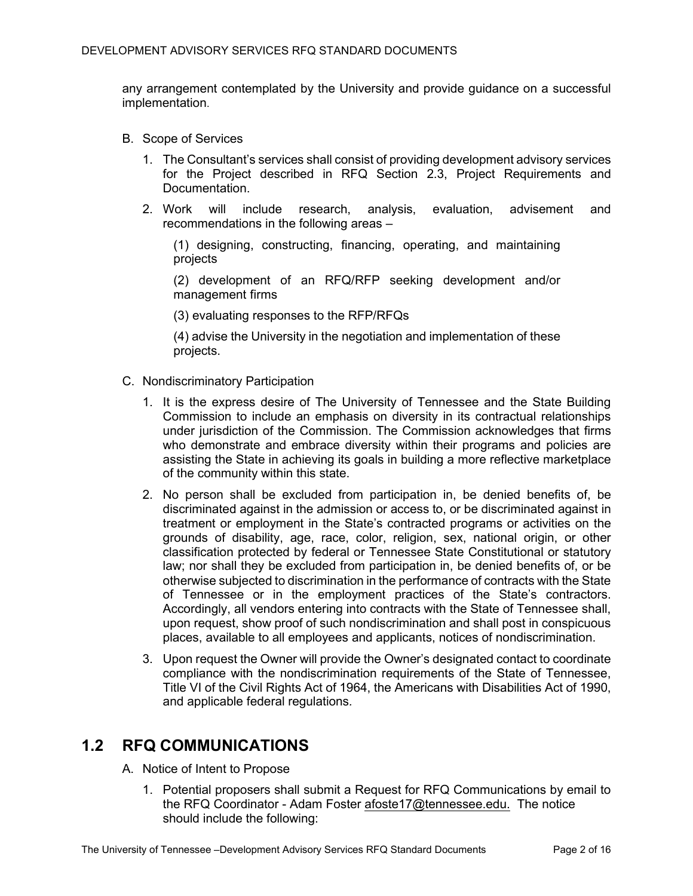any arrangement contemplated by the University and provide guidance on a successful implementation.

B. Scope of Services

1. The Consultant's services shall consist of providing development advisory services for the Project described in RFQ Section 2.3, Project Requirements and Documentation.
2. Work will include research, analysis, evaluation, advisement and recommendations in the following areas –

   (1) designing, constructing, financing, operating, and maintaining projects

   (2) development of an RFQ/RFP seeking development and/or management firms

   (3) evaluating responses to the RFP/RFQs

   (4) advise the University in the negotiation and implementation of these projects.

C. Nondiscriminatory Participation

1. It is the express desire of The University of Tennessee and the State Building Commission to include an emphasis on diversity in its contractual relationships under jurisdiction of the Commission. The Commission acknowledges that firms who demonstrate and embrace diversity within their programs and policies are assisting the State in achieving its goals in building a more reflective marketplace of the community within this state.
2. No person shall be excluded from participation in, be denied benefits of, be discriminated against in the admission or access to, or be discriminated against in treatment or employment in the State's contracted programs or activities on the grounds of disability, age, race, color, religion, sex, national origin, or other classification protected by federal or Tennessee State Constitutional or statutory law; nor shall they be excluded from participation in, be denied benefits of, or be otherwise subjected to discrimination in the performance of contracts with the State of Tennessee or in the employment practices of the State's contractors. Accordingly, all vendors entering into contracts with the State of Tennessee shall, upon request, show proof of such nondiscrimination and shall post in conspicuous places, available to all employees and applicants, notices of nondiscrimination.
3. Upon request the Owner will provide the Owner's designated contact to coordinate compliance with the nondiscrimination requirements of the State of Tennessee, Title VI of the Civil Rights Act of 1964, the Americans with Disabilities Act of 1990, and applicable federal regulations.

## 1.2 RFQ COMMUNICATIONS

A. Notice of Intent to Propose

1. Potential proposers shall submit a Request for RFQ Communications by email to the RFQ Coordinator - Adam Foster afoste17@tennessee.edu. The notice should include the following: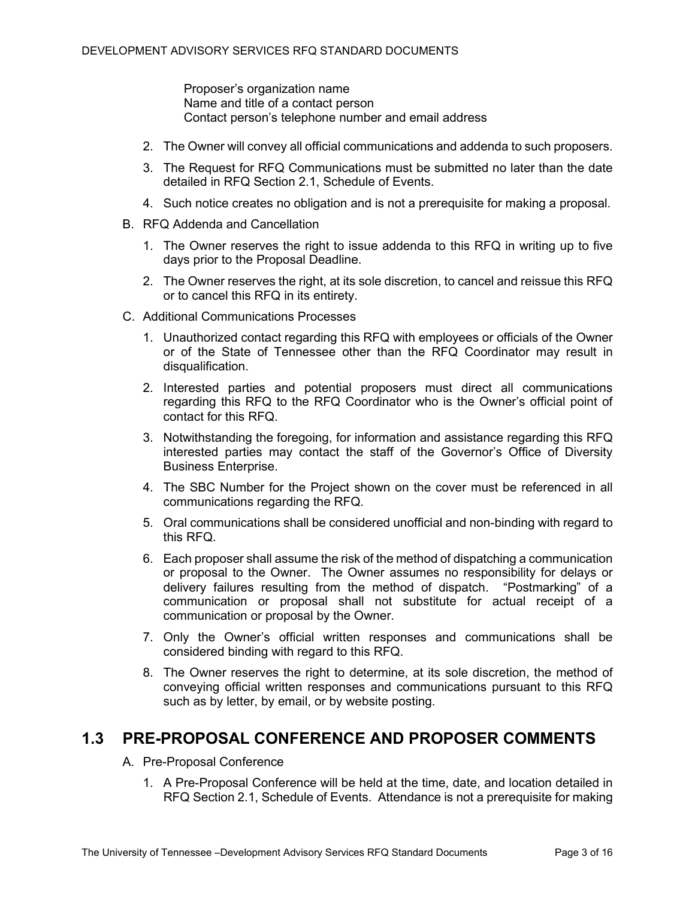Proposer's organization name
Name and title of a contact person
Contact person's telephone number and email address

2. The Owner will convey all official communications and addenda to such proposers.
3. The Request for RFQ Communications must be submitted no later than the date detailed in RFQ Section 2.1, Schedule of Events.
4. Such notice creates no obligation and is not a prerequisite for making a proposal.

B. RFQ Addenda and Cancellation

1. The Owner reserves the right to issue addenda to this RFQ in writing up to five days prior to the Proposal Deadline.
2. The Owner reserves the right, at its sole discretion, to cancel and reissue this RFQ or to cancel this RFQ in its entirety.

C. Additional Communications Processes

1. Unauthorized contact regarding this RFQ with employees or officials of the Owner or of the State of Tennessee other than the RFQ Coordinator may result in disqualification.
2. Interested parties and potential proposers must direct all communications regarding this RFQ to the RFQ Coordinator who is the Owner's official point of contact for this RFQ.
3. Notwithstanding the foregoing, for information and assistance regarding this RFQ interested parties may contact the staff of the Governor's Office of Diversity Business Enterprise.
4. The SBC Number for the Project shown on the cover must be referenced in all communications regarding the RFQ.
5. Oral communications shall be considered unofficial and non-binding with regard to this RFQ.
6. Each proposer shall assume the risk of the method of dispatching a communication or proposal to the Owner. The Owner assumes no responsibility for delays or delivery failures resulting from the method of dispatch. "Postmarking" of a communication or proposal shall not substitute for actual receipt of a communication or proposal by the Owner.
7. Only the Owner's official written responses and communications shall be considered binding with regard to this RFQ.
8. The Owner reserves the right to determine, at its sole discretion, the method of conveying official written responses and communications pursuant to this RFQ such as by letter, by email, or by website posting.

## 1.3 PRE-PROPOSAL CONFERENCE AND PROPOSER COMMENTS

A. Pre-Proposal Conference

1. A Pre-Proposal Conference will be held at the time, date, and location detailed in RFQ Section 2.1, Schedule of Events. Attendance is not a prerequisite for making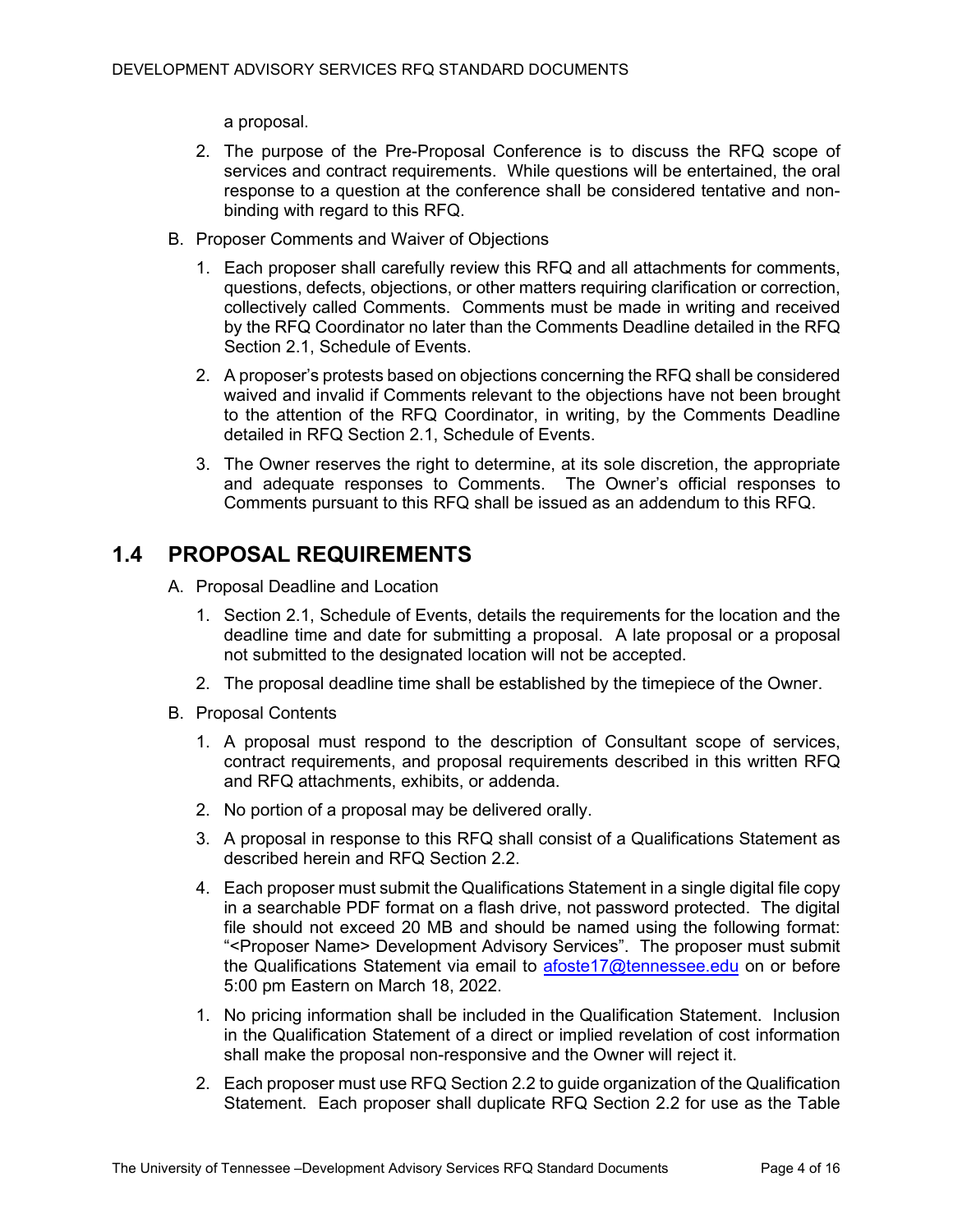a proposal.

2. The purpose of the Pre-Proposal Conference is to discuss the RFQ scope of services and contract requirements. While questions will be entertained, the oral response to a question at the conference shall be considered tentative and non-binding with regard to this RFQ.

B. Proposer Comments and Waiver of Objections

1. Each proposer shall carefully review this RFQ and all attachments for comments, questions, defects, objections, or other matters requiring clarification or correction, collectively called Comments. Comments must be made in writing and received by the RFQ Coordinator no later than the Comments Deadline detailed in the RFQ Section 2.1, Schedule of Events.

2. A proposer's protests based on objections concerning the RFQ shall be considered waived and invalid if Comments relevant to the objections have not been brought to the attention of the RFQ Coordinator, in writing, by the Comments Deadline detailed in RFQ Section 2.1, Schedule of Events.

3. The Owner reserves the right to determine, at its sole discretion, the appropriate and adequate responses to Comments. The Owner's official responses to Comments pursuant to this RFQ shall be issued as an addendum to this RFQ.

## 1.4 PROPOSAL REQUIREMENTS

A. Proposal Deadline and Location

1. Section 2.1, Schedule of Events, details the requirements for the location and the deadline time and date for submitting a proposal. A late proposal or a proposal not submitted to the designated location will not be accepted.

2. The proposal deadline time shall be established by the timepiece of the Owner.

B. Proposal Contents

1. A proposal must respond to the description of Consultant scope of services, contract requirements, and proposal requirements described in this written RFQ and RFQ attachments, exhibits, or addenda.

2. No portion of a proposal may be delivered orally.

3. A proposal in response to this RFQ shall consist of a Qualifications Statement as described herein and RFQ Section 2.2.

4. Each proposer must submit the Qualifications Statement in a single digital file copy in a searchable PDF format on a flash drive, not password protected. The digital file should not exceed 20 MB and should be named using the following format: "<Proposer Name> Development Advisory Services". The proposer must submit the Qualifications Statement via email to afoste17@tennessee.edu on or before 5:00 pm Eastern on March 18, 2022.

1. No pricing information shall be included in the Qualification Statement. Inclusion in the Qualification Statement of a direct or implied revelation of cost information shall make the proposal non-responsive and the Owner will reject it.

2. Each proposer must use RFQ Section 2.2 to guide organization of the Qualification Statement. Each proposer shall duplicate RFQ Section 2.2 for use as the Table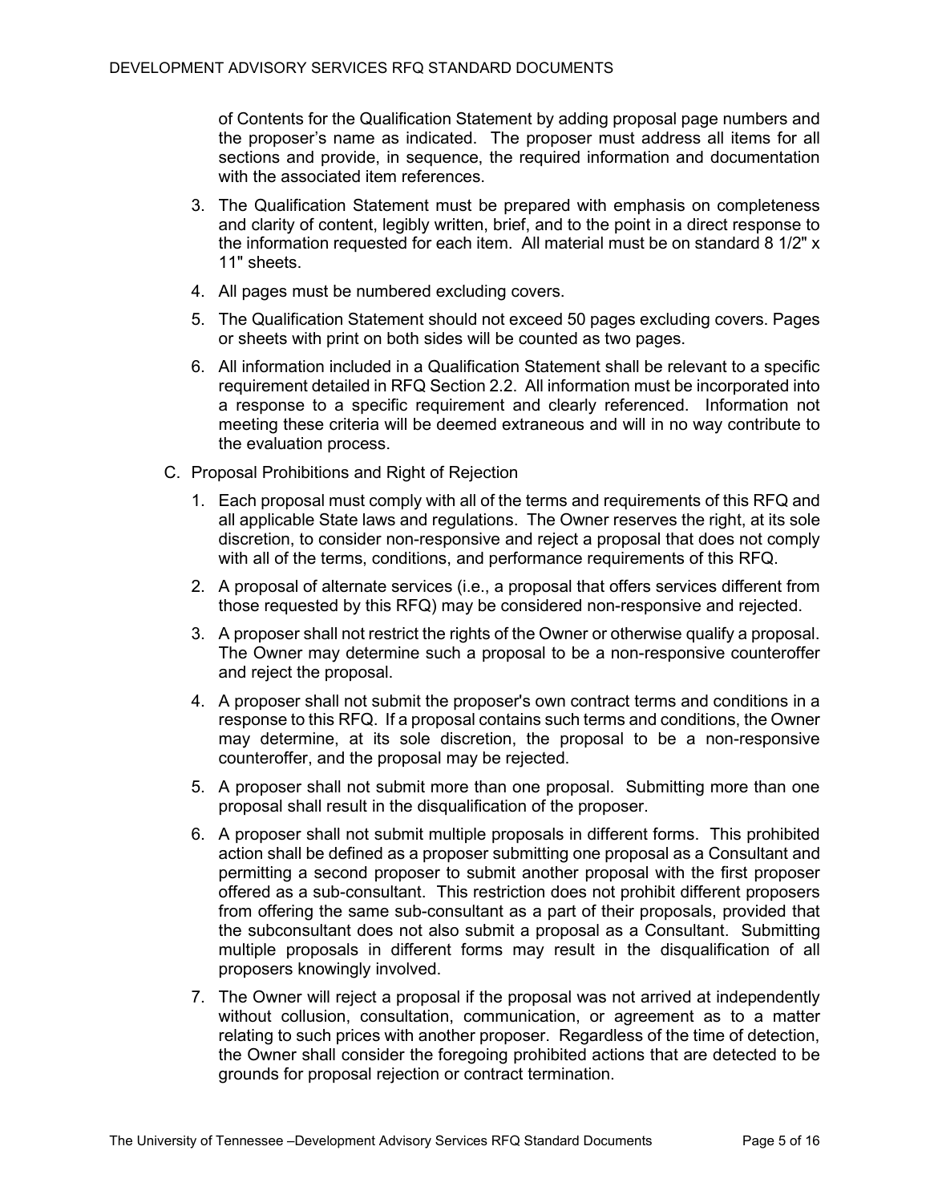of Contents for the Qualification Statement by adding proposal page numbers and the proposer's name as indicated. The proposer must address all items for all sections and provide, in sequence, the required information and documentation with the associated item references.

3. The Qualification Statement must be prepared with emphasis on completeness and clarity of content, legibly written, brief, and to the point in a direct response to the information requested for each item. All material must be on standard 8 1/2" x 11" sheets.
4. All pages must be numbered excluding covers.
5. The Qualification Statement should not exceed 50 pages excluding covers. Pages or sheets with print on both sides will be counted as two pages.
6. All information included in a Qualification Statement shall be relevant to a specific requirement detailed in RFQ Section 2.2. All information must be incorporated into a response to a specific requirement and clearly referenced. Information not meeting these criteria will be deemed extraneous and will in no way contribute to the evaluation process.

C. Proposal Prohibitions and Right of Rejection

1. Each proposal must comply with all of the terms and requirements of this RFQ and all applicable State laws and regulations. The Owner reserves the right, at its sole discretion, to consider non-responsive and reject a proposal that does not comply with all of the terms, conditions, and performance requirements of this RFQ.
2. A proposal of alternate services (i.e., a proposal that offers services different from those requested by this RFQ) may be considered non-responsive and rejected.
3. A proposer shall not restrict the rights of the Owner or otherwise qualify a proposal. The Owner may determine such a proposal to be a non-responsive counteroffer and reject the proposal.
4. A proposer shall not submit the proposer's own contract terms and conditions in a response to this RFQ. If a proposal contains such terms and conditions, the Owner may determine, at its sole discretion, the proposal to be a non-responsive counteroffer, and the proposal may be rejected.
5. A proposer shall not submit more than one proposal. Submitting more than one proposal shall result in the disqualification of the proposer.
6. A proposer shall not submit multiple proposals in different forms. This prohibited action shall be defined as a proposer submitting one proposal as a Consultant and permitting a second proposer to submit another proposal with the first proposer offered as a sub-consultant. This restriction does not prohibit different proposers from offering the same sub-consultant as a part of their proposals, provided that the subconsultant does not also submit a proposal as a Consultant. Submitting multiple proposals in different forms may result in the disqualification of all proposers knowingly involved.
7. The Owner will reject a proposal if the proposal was not arrived at independently without collusion, consultation, communication, or agreement as to a matter relating to such prices with another proposer. Regardless of the time of detection, the Owner shall consider the foregoing prohibited actions that are detected to be grounds for proposal rejection or contract termination.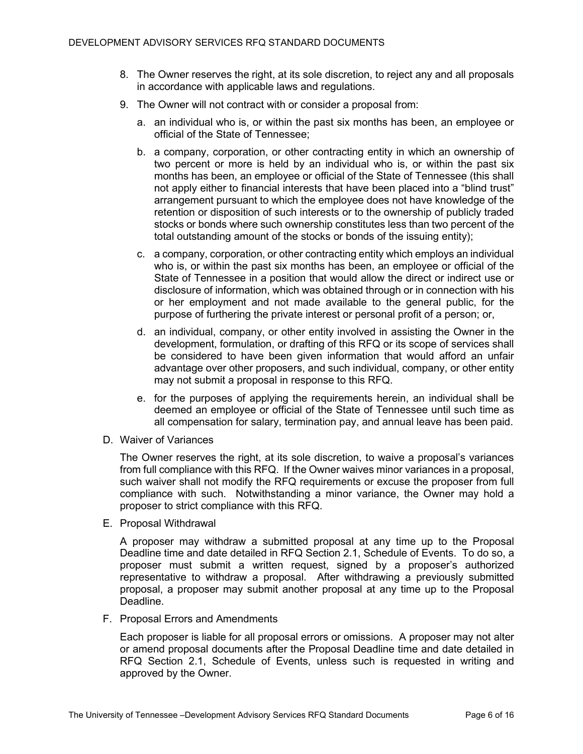8. The Owner reserves the right, at its sole discretion, to reject any and all proposals in accordance with applicable laws and regulations.

9. The Owner will not contract with or consider a proposal from:

   a. an individual who is, or within the past six months has been, an employee or official of the State of Tennessee;

   b. a company, corporation, or other contracting entity in which an ownership of two percent or more is held by an individual who is, or within the past six months has been, an employee or official of the State of Tennessee (this shall not apply either to financial interests that have been placed into a "blind trust" arrangement pursuant to which the employee does not have knowledge of the retention or disposition of such interests or to the ownership of publicly traded stocks or bonds where such ownership constitutes less than two percent of the total outstanding amount of the stocks or bonds of the issuing entity);

   c. a company, corporation, or other contracting entity which employs an individual who is, or within the past six months has been, an employee or official of the State of Tennessee in a position that would allow the direct or indirect use or disclosure of information, which was obtained through or in connection with his or her employment and not made available to the general public, for the purpose of furthering the private interest or personal profit of a person; or,

   d. an individual, company, or other entity involved in assisting the Owner in the development, formulation, or drafting of this RFQ or its scope of services shall be considered to have been given information that would afford an unfair advantage over other proposers, and such individual, company, or other entity may not submit a proposal in response to this RFQ.

   e. for the purposes of applying the requirements herein, an individual shall be deemed an employee or official of the State of Tennessee until such time as all compensation for salary, termination pay, and annual leave has been paid.

D. Waiver of Variances

The Owner reserves the right, at its sole discretion, to waive a proposal's variances from full compliance with this RFQ. If the Owner waives minor variances in a proposal, such waiver shall not modify the RFQ requirements or excuse the proposer from full compliance with such. Notwithstanding a minor variance, the Owner may hold a proposer to strict compliance with this RFQ.

E. Proposal Withdrawal

A proposer may withdraw a submitted proposal at any time up to the Proposal Deadline time and date detailed in RFQ Section 2.1, Schedule of Events. To do so, a proposer must submit a written request, signed by a proposer's authorized representative to withdraw a proposal. After withdrawing a previously submitted proposal, a proposer may submit another proposal at any time up to the Proposal Deadline.

F. Proposal Errors and Amendments

Each proposer is liable for all proposal errors or omissions. A proposer may not alter or amend proposal documents after the Proposal Deadline time and date detailed in RFQ Section 2.1, Schedule of Events, unless such is requested in writing and approved by the Owner.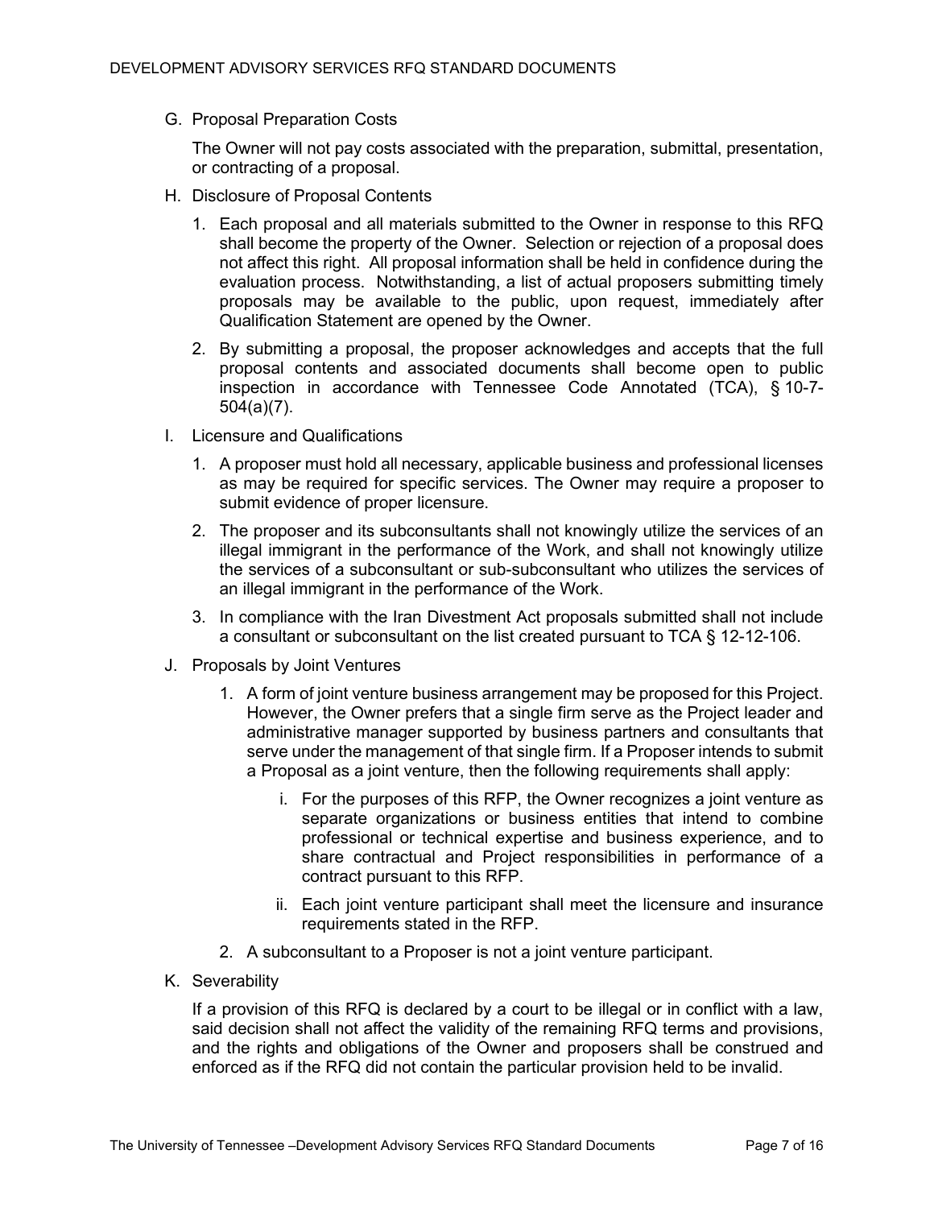G. Proposal Preparation Costs

The Owner will not pay costs associated with the preparation, submittal, presentation, or contracting of a proposal.

H. Disclosure of Proposal Contents

1. Each proposal and all materials submitted to the Owner in response to this RFQ shall become the property of the Owner. Selection or rejection of a proposal does not affect this right. All proposal information shall be held in confidence during the evaluation process. Notwithstanding, a list of actual proposers submitting timely proposals may be available to the public, upon request, immediately after Qualification Statement are opened by the Owner.
2. By submitting a proposal, the proposer acknowledges and accepts that the full proposal contents and associated documents shall become open to public inspection in accordance with Tennessee Code Annotated (TCA), § 10-7-504(a)(7).

I. Licensure and Qualifications

1. A proposer must hold all necessary, applicable business and professional licenses as may be required for specific services. The Owner may require a proposer to submit evidence of proper licensure.
2. The proposer and its subconsultants shall not knowingly utilize the services of an illegal immigrant in the performance of the Work, and shall not knowingly utilize the services of a subconsultant or sub-subconsultant who utilizes the services of an illegal immigrant in the performance of the Work.
3. In compliance with the Iran Divestment Act proposals submitted shall not include a consultant or subconsultant on the list created pursuant to TCA § 12-12-106.

J. Proposals by Joint Ventures

1. A form of joint venture business arrangement may be proposed for this Project. However, the Owner prefers that a single firm serve as the Project leader and administrative manager supported by business partners and consultants that serve under the management of that single firm. If a Proposer intends to submit a Proposal as a joint venture, then the following requirements shall apply:
   i. For the purposes of this RFP, the Owner recognizes a joint venture as separate organizations or business entities that intend to combine professional or technical expertise and business experience, and to share contractual and Project responsibilities in performance of a contract pursuant to this RFP.
   ii. Each joint venture participant shall meet the licensure and insurance requirements stated in the RFP.
2. A subconsultant to a Proposer is not a joint venture participant.

K. Severability

If a provision of this RFQ is declared by a court to be illegal or in conflict with a law, said decision shall not affect the validity of the remaining RFQ terms and provisions, and the rights and obligations of the Owner and proposers shall be construed and enforced as if the RFQ did not contain the particular provision held to be invalid.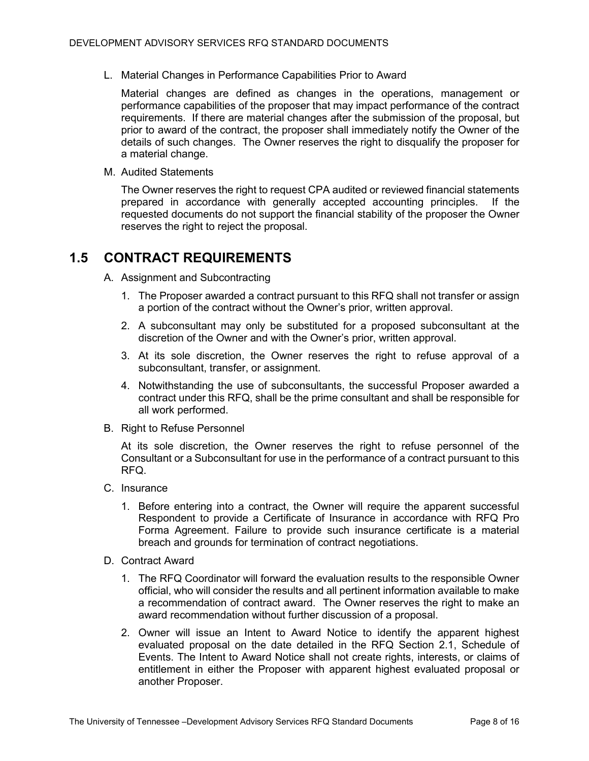L. Material Changes in Performance Capabilities Prior to Award

   Material changes are defined as changes in the operations, management or performance capabilities of the proposer that may impact performance of the contract requirements. If there are material changes after the submission of the proposal, but prior to award of the contract, the proposer shall immediately notify the Owner of the details of such changes. The Owner reserves the right to disqualify the proposer for a material change.

M. Audited Statements

   The Owner reserves the right to request CPA audited or reviewed financial statements prepared in accordance with generally accepted accounting principles. If the requested documents do not support the financial stability of the proposer the Owner reserves the right to reject the proposal.

## 1.5 CONTRACT REQUIREMENTS

A. Assignment and Subcontracting

   1. The Proposer awarded a contract pursuant to this RFQ shall not transfer or assign a portion of the contract without the Owner's prior, written approval.
   2. A subconsultant may only be substituted for a proposed subconsultant at the discretion of the Owner and with the Owner's prior, written approval.
   3. At its sole discretion, the Owner reserves the right to refuse approval of a subconsultant, transfer, or assignment.
   4. Notwithstanding the use of subconsultants, the successful Proposer awarded a contract under this RFQ, shall be the prime consultant and shall be responsible for all work performed.

B. Right to Refuse Personnel

   At its sole discretion, the Owner reserves the right to refuse personnel of the Consultant or a Subconsultant for use in the performance of a contract pursuant to this RFQ.

C. Insurance

   1. Before entering into a contract, the Owner will require the apparent successful Respondent to provide a Certificate of Insurance in accordance with RFQ Pro Forma Agreement. Failure to provide such insurance certificate is a material breach and grounds for termination of contract negotiations.

D. Contract Award

   1. The RFQ Coordinator will forward the evaluation results to the responsible Owner official, who will consider the results and all pertinent information available to make a recommendation of contract award. The Owner reserves the right to make an award recommendation without further discussion of a proposal.
   2. Owner will issue an Intent to Award Notice to identify the apparent highest evaluated proposal on the date detailed in the RFQ Section 2.1, Schedule of Events. The Intent to Award Notice shall not create rights, interests, or claims of entitlement in either the Proposer with apparent highest evaluated proposal or another Proposer.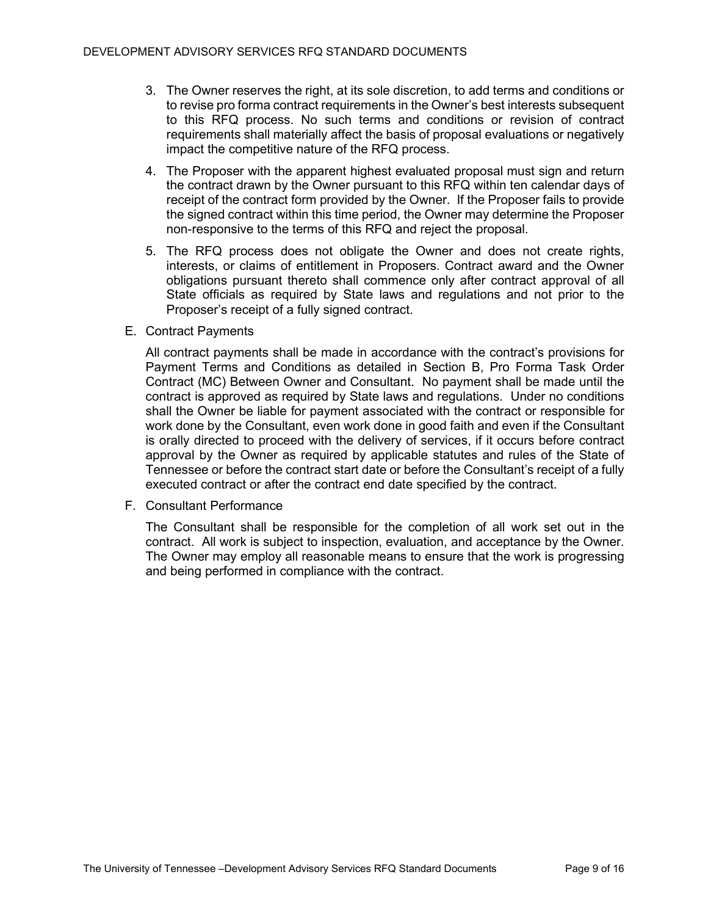3. The Owner reserves the right, at its sole discretion, to add terms and conditions or to revise pro forma contract requirements in the Owner's best interests subsequent to this RFQ process. No such terms and conditions or revision of contract requirements shall materially affect the basis of proposal evaluations or negatively impact the competitive nature of the RFQ process.

4. The Proposer with the apparent highest evaluated proposal must sign and return the contract drawn by the Owner pursuant to this RFQ within ten calendar days of receipt of the contract form provided by the Owner. If the Proposer fails to provide the signed contract within this time period, the Owner may determine the Proposer non-responsive to the terms of this RFQ and reject the proposal.

5. The RFQ process does not obligate the Owner and does not create rights, interests, or claims of entitlement in Proposers. Contract award and the Owner obligations pursuant thereto shall commence only after contract approval of all State officials as required by State laws and regulations and not prior to the Proposer's receipt of a fully signed contract.

E. Contract Payments

All contract payments shall be made in accordance with the contract's provisions for Payment Terms and Conditions as detailed in Section B, Pro Forma Task Order Contract (MC) Between Owner and Consultant. No payment shall be made until the contract is approved as required by State laws and regulations. Under no conditions shall the Owner be liable for payment associated with the contract or responsible for work done by the Consultant, even work done in good faith and even if the Consultant is orally directed to proceed with the delivery of services, if it occurs before contract approval by the Owner as required by applicable statutes and rules of the State of Tennessee or before the contract start date or before the Consultant's receipt of a fully executed contract or after the contract end date specified by the contract.

F. Consultant Performance

The Consultant shall be responsible for the completion of all work set out in the contract. All work is subject to inspection, evaluation, and acceptance by the Owner. The Owner may employ all reasonable means to ensure that the work is progressing and being performed in compliance with the contract.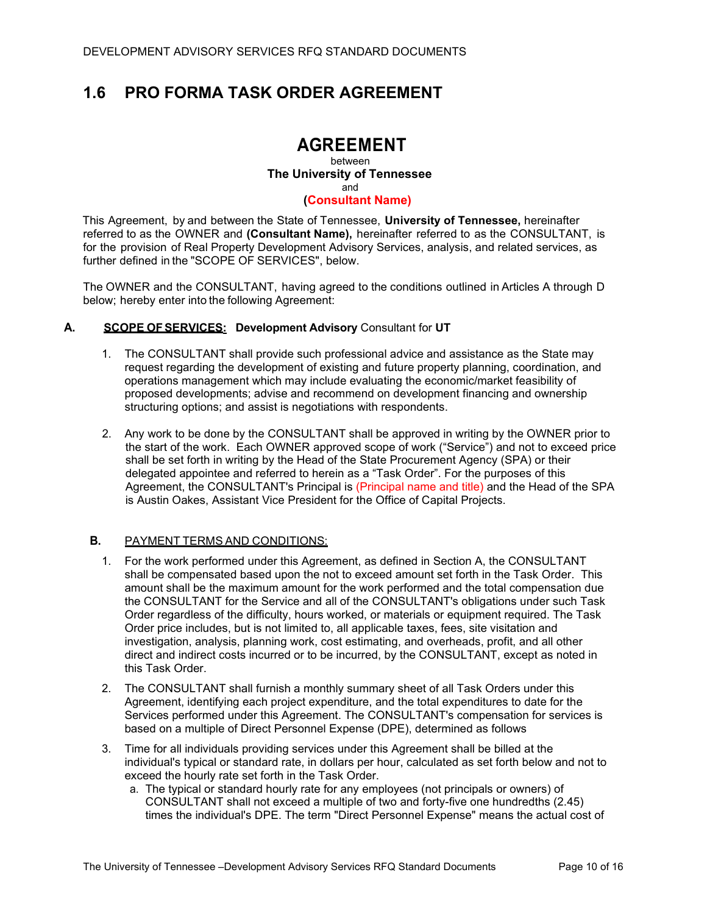## 1.6 PRO FORMA TASK ORDER AGREEMENT

# AGREEMENT

between
**The University of Tennessee**
and
**(Consultant Name)**

This Agreement, by and between the State of Tennessee, **University of Tennessee,** hereinafter referred to as the OWNER and **(Consultant Name),** hereinafter referred to as the CONSULTANT, is for the provision of Real Property Development Advisory Services, analysis, and related services, as further defined in the "SCOPE OF SERVICES", below.

The OWNER and the CONSULTANT, having agreed to the conditions outlined in Articles A through D below; hereby enter into the following Agreement:

**A.** **<u>SCOPE OF SERVICES:</u>** **Development Advisory** Consultant for **UT**

1. The CONSULTANT shall provide such professional advice and assistance as the State may request regarding the development of existing and future property planning, coordination, and operations management which may include evaluating the economic/market feasibility of proposed developments; advise and recommend on development financing and ownership structuring options; and assist is negotiations with respondents.

2. Any work to be done by the CONSULTANT shall be approved in writing by the OWNER prior to the start of the work. Each OWNER approved scope of work ("Service") and not to exceed price shall be set forth in writing by the Head of the State Procurement Agency (SPA) or their delegated appointee and referred to herein as a "Task Order". For the purposes of this Agreement, the CONSULTANT's Principal is (Principal name and title) and the Head of the SPA is Austin Oakes, Assistant Vice President for the Office of Capital Projects.

**B.** <u>PAYMENT TERMS AND CONDITIONS:</u>

1. For the work performed under this Agreement, as defined in Section A, the CONSULTANT shall be compensated based upon the not to exceed amount set forth in the Task Order. This amount shall be the maximum amount for the work performed and the total compensation due the CONSULTANT for the Service and all of the CONSULTANT's obligations under such Task Order regardless of the difficulty, hours worked, or materials or equipment required. The Task Order price includes, but is not limited to, all applicable taxes, fees, site visitation and investigation, analysis, planning work, cost estimating, and overheads, profit, and all other direct and indirect costs incurred or to be incurred, by the CONSULTANT, except as noted in this Task Order.

2. The CONSULTANT shall furnish a monthly summary sheet of all Task Orders under this Agreement, identifying each project expenditure, and the total expenditures to date for the Services performed under this Agreement. The CONSULTANT's compensation for services is based on a multiple of Direct Personnel Expense (DPE), determined as follows

3. Time for all individuals providing services under this Agreement shall be billed at the individual's typical or standard rate, in dollars per hour, calculated as set forth below and not to exceed the hourly rate set forth in the Task Order.
   a. The typical or standard hourly rate for any employees (not principals or owners) of CONSULTANT shall not exceed a multiple of two and forty-five one hundredths (2.45) times the individual's DPE. The term "Direct Personnel Expense" means the actual cost of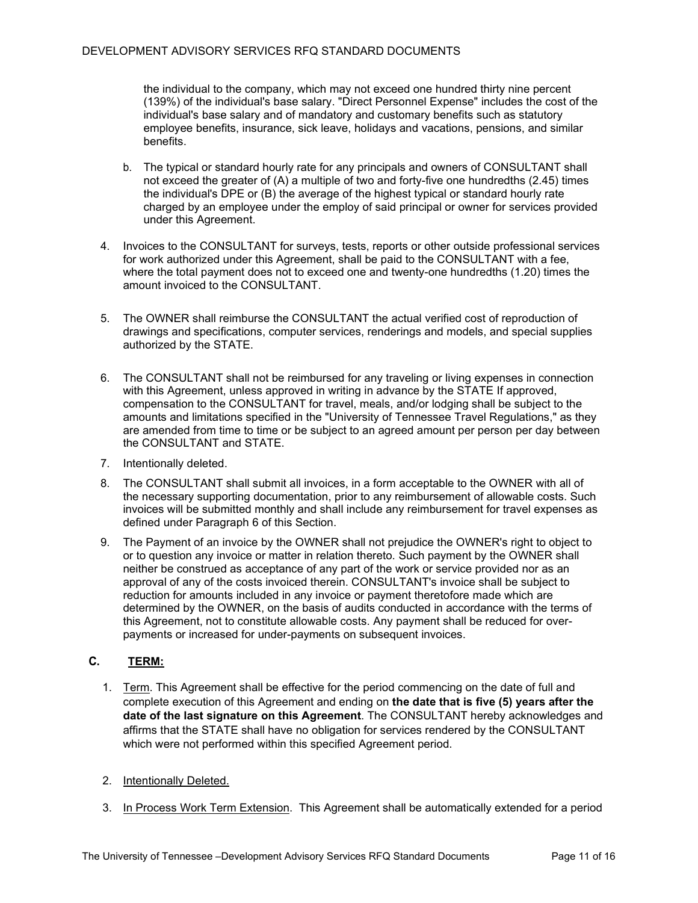the individual to the company, which may not exceed one hundred thirty nine percent (139%) of the individual's base salary. "Direct Personnel Expense" includes the cost of the individual's base salary and of mandatory and customary benefits such as statutory employee benefits, insurance, sick leave, holidays and vacations, pensions, and similar benefits.

b. The typical or standard hourly rate for any principals and owners of CONSULTANT shall not exceed the greater of (A) a multiple of two and forty-five one hundredths (2.45) times the individual's DPE or (B) the average of the highest typical or standard hourly rate charged by an employee under the employ of said principal or owner for services provided under this Agreement.

4. Invoices to the CONSULTANT for surveys, tests, reports or other outside professional services for work authorized under this Agreement, shall be paid to the CONSULTANT with a fee, where the total payment does not to exceed one and twenty-one hundredths (1.20) times the amount invoiced to the CONSULTANT.

5. The OWNER shall reimburse the CONSULTANT the actual verified cost of reproduction of drawings and specifications, computer services, renderings and models, and special supplies authorized by the STATE.

6. The CONSULTANT shall not be reimbursed for any traveling or living expenses in connection with this Agreement, unless approved in writing in advance by the STATE If approved, compensation to the CONSULTANT for travel, meals, and/or lodging shall be subject to the amounts and limitations specified in the "University of Tennessee Travel Regulations," as they are amended from time to time or be subject to an agreed amount per person per day between the CONSULTANT and STATE.

7. Intentionally deleted.

8. The CONSULTANT shall submit all invoices, in a form acceptable to the OWNER with all of the necessary supporting documentation, prior to any reimbursement of allowable costs. Such invoices will be submitted monthly and shall include any reimbursement for travel expenses as defined under Paragraph 6 of this Section.

9. The Payment of an invoice by the OWNER shall not prejudice the OWNER's right to object to or to question any invoice or matter in relation thereto. Such payment by the OWNER shall neither be construed as acceptance of any part of the work or service provided nor as an approval of any of the costs invoiced therein. CONSULTANT's invoice shall be subject to reduction for amounts included in any invoice or payment theretofore made which are determined by the OWNER, on the basis of audits conducted in accordance with the terms of this Agreement, not to constitute allowable costs. Any payment shall be reduced for over-payments or increased for under-payments on subsequent invoices.

## C. TERM:

1. Term. This Agreement shall be effective for the period commencing on the date of full and complete execution of this Agreement and ending on **the date that is five (5) years after the date of the last signature on this Agreement**. The CONSULTANT hereby acknowledges and affirms that the STATE shall have no obligation for services rendered by the CONSULTANT which were not performed within this specified Agreement period.

2. Intentionally Deleted.

3. In Process Work Term Extension. This Agreement shall be automatically extended for a period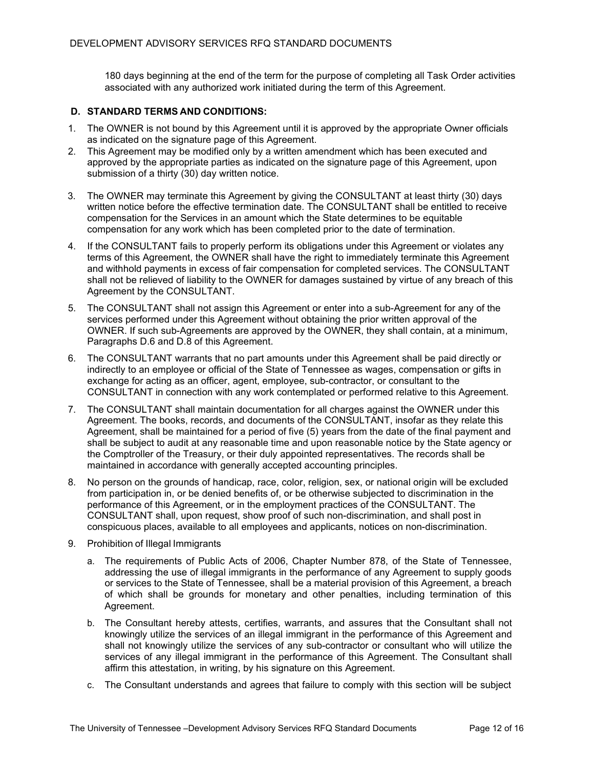180 days beginning at the end of the term for the purpose of completing all Task Order activities associated with any authorized work initiated during the term of this Agreement.

**D. STANDARD TERMS AND CONDITIONS:**

1. The OWNER is not bound by this Agreement until it is approved by the appropriate Owner officials as indicated on the signature page of this Agreement.
2. This Agreement may be modified only by a written amendment which has been executed and approved by the appropriate parties as indicated on the signature page of this Agreement, upon submission of a thirty (30) day written notice.
3. The OWNER may terminate this Agreement by giving the CONSULTANT at least thirty (30) days written notice before the effective termination date. The CONSULTANT shall be entitled to receive compensation for the Services in an amount which the State determines to be equitable compensation for any work which has been completed prior to the date of termination.
4. If the CONSULTANT fails to properly perform its obligations under this Agreement or violates any terms of this Agreement, the OWNER shall have the right to immediately terminate this Agreement and withhold payments in excess of fair compensation for completed services. The CONSULTANT shall not be relieved of liability to the OWNER for damages sustained by virtue of any breach of this Agreement by the CONSULTANT.
5. The CONSULTANT shall not assign this Agreement or enter into a sub-Agreement for any of the services performed under this Agreement without obtaining the prior written approval of the OWNER. If such sub-Agreements are approved by the OWNER, they shall contain, at a minimum, Paragraphs D.6 and D.8 of this Agreement.
6. The CONSULTANT warrants that no part amounts under this Agreement shall be paid directly or indirectly to an employee or official of the State of Tennessee as wages, compensation or gifts in exchange for acting as an officer, agent, employee, sub-contractor, or consultant to the CONSULTANT in connection with any work contemplated or performed relative to this Agreement.
7. The CONSULTANT shall maintain documentation for all charges against the OWNER under this Agreement. The books, records, and documents of the CONSULTANT, insofar as they relate this Agreement, shall be maintained for a period of five (5) years from the date of the final payment and shall be subject to audit at any reasonable time and upon reasonable notice by the State agency or the Comptroller of the Treasury, or their duly appointed representatives. The records shall be maintained in accordance with generally accepted accounting principles.
8. No person on the grounds of handicap, race, color, religion, sex, or national origin will be excluded from participation in, or be denied benefits of, or be otherwise subjected to discrimination in the performance of this Agreement, or in the employment practices of the CONSULTANT. The CONSULTANT shall, upon request, show proof of such non-discrimination, and shall post in conspicuous places, available to all employees and applicants, notices on non-discrimination.
9. Prohibition of Illegal Immigrants
   a. The requirements of Public Acts of 2006, Chapter Number 878, of the State of Tennessee, addressing the use of illegal immigrants in the performance of any Agreement to supply goods or services to the State of Tennessee, shall be a material provision of this Agreement, a breach of which shall be grounds for monetary and other penalties, including termination of this Agreement.
   b. The Consultant hereby attests, certifies, warrants, and assures that the Consultant shall not knowingly utilize the services of an illegal immigrant in the performance of this Agreement and shall not knowingly utilize the services of any sub-contractor or consultant who will utilize the services of any illegal immigrant in the performance of this Agreement. The Consultant shall affirm this attestation, in writing, by his signature on this Agreement.
   c. The Consultant understands and agrees that failure to comply with this section will be subject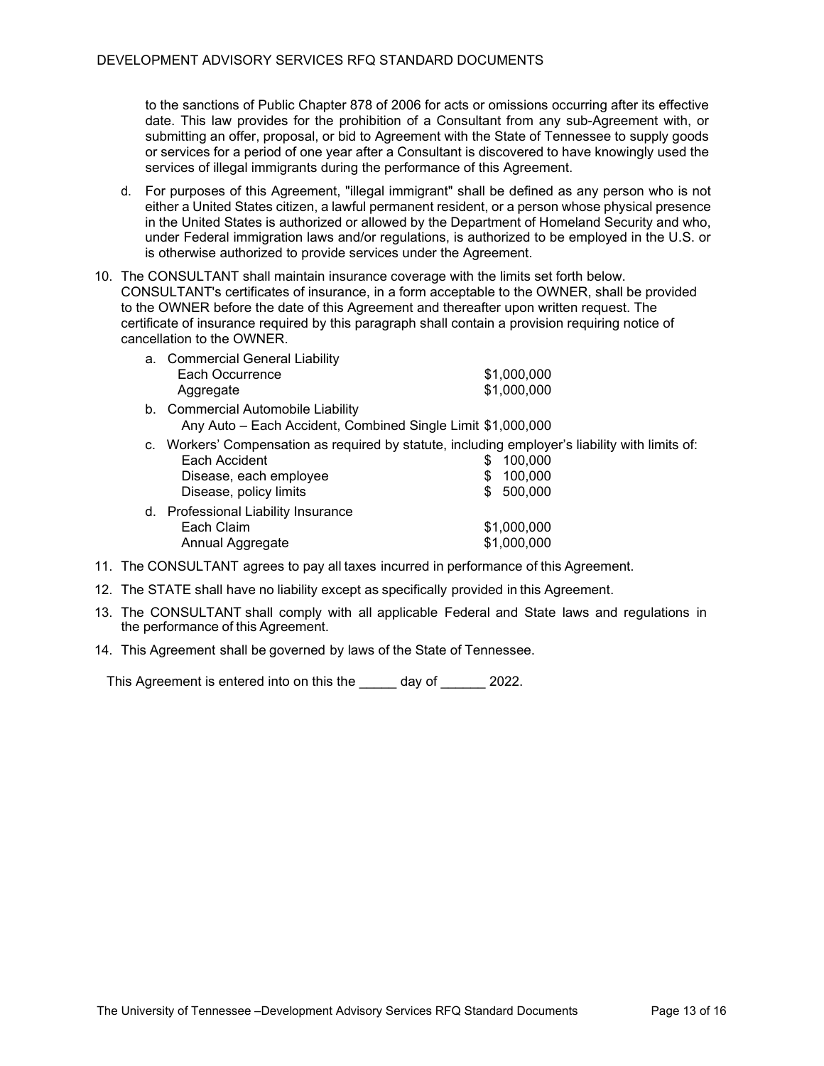to the sanctions of Public Chapter 878 of 2006 for acts or omissions occurring after its effective date. This law provides for the prohibition of a Consultant from any sub-Agreement with, or submitting an offer, proposal, or bid to Agreement with the State of Tennessee to supply goods or services for a period of one year after a Consultant is discovered to have knowingly used the services of illegal immigrants during the performance of this Agreement.

d. For purposes of this Agreement, "illegal immigrant" shall be defined as any person who is not either a United States citizen, a lawful permanent resident, or a person whose physical presence in the United States is authorized or allowed by the Department of Homeland Security and who, under Federal immigration laws and/or regulations, is authorized to be employed in the U.S. or is otherwise authorized to provide services under the Agreement.

10. The CONSULTANT shall maintain insurance coverage with the limits set forth below. CONSULTANT's certificates of insurance, in a form acceptable to the OWNER, shall be provided to the OWNER before the date of this Agreement and thereafter upon written request. The certificate of insurance required by this paragraph shall contain a provision requiring notice of cancellation to the OWNER.

    a. Commercial General Liability
       - Each Occurrence $1,000,000
       - Aggregate $1,000,000

    b. Commercial Automobile Liability
       - Any Auto – Each Accident, Combined Single Limit $1,000,000

    c. Workers' Compensation as required by statute, including employer's liability with limits of:
       - Each Accident $ 100,000
       - Disease, each employee $ 100,000
       - Disease, policy limits $ 500,000

    d. Professional Liability Insurance
       - Each Claim $1,000,000
       - Annual Aggregate $1,000,000

11. The CONSULTANT agrees to pay all taxes incurred in performance of this Agreement.
12. The STATE shall have no liability except as specifically provided in this Agreement.
13. The CONSULTANT shall comply with all applicable Federal and State laws and regulations in the performance of this Agreement.
14. This Agreement shall be governed by laws of the State of Tennessee.

This Agreement is entered into on this the _____ day of ______ 2022.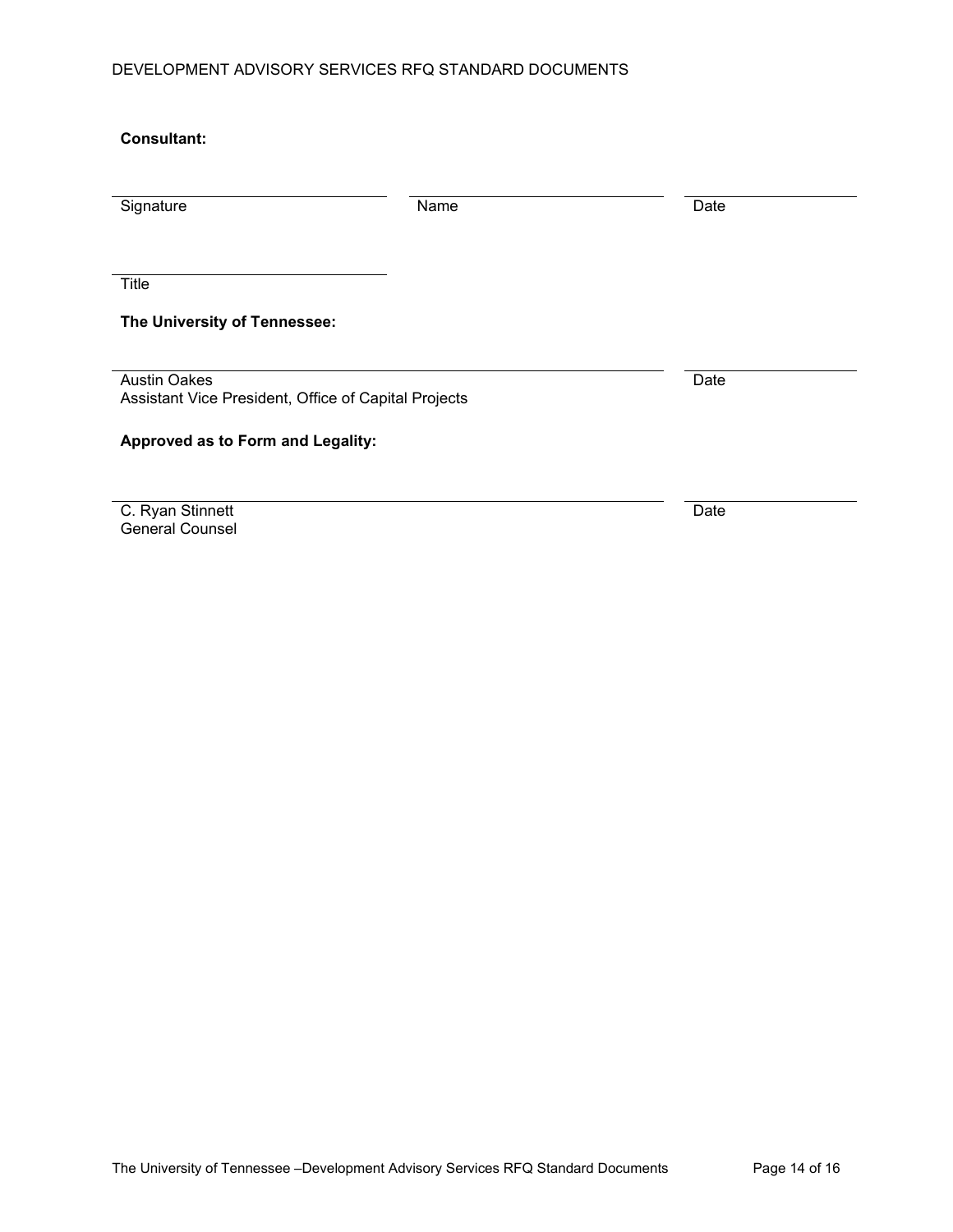**Consultant:**

| | | |
|---|---|---|
| Signature | Name | Date |

______________________________
Title

**The University of Tennessee:**

| | |
|---|---|
| Austin Oakes<br>Assistant Vice President, Office of Capital Projects | Date |

**Approved as to Form and Legality:**

| | |
|---|---|
| C. Ryan Stinnett<br>General Counsel | Date |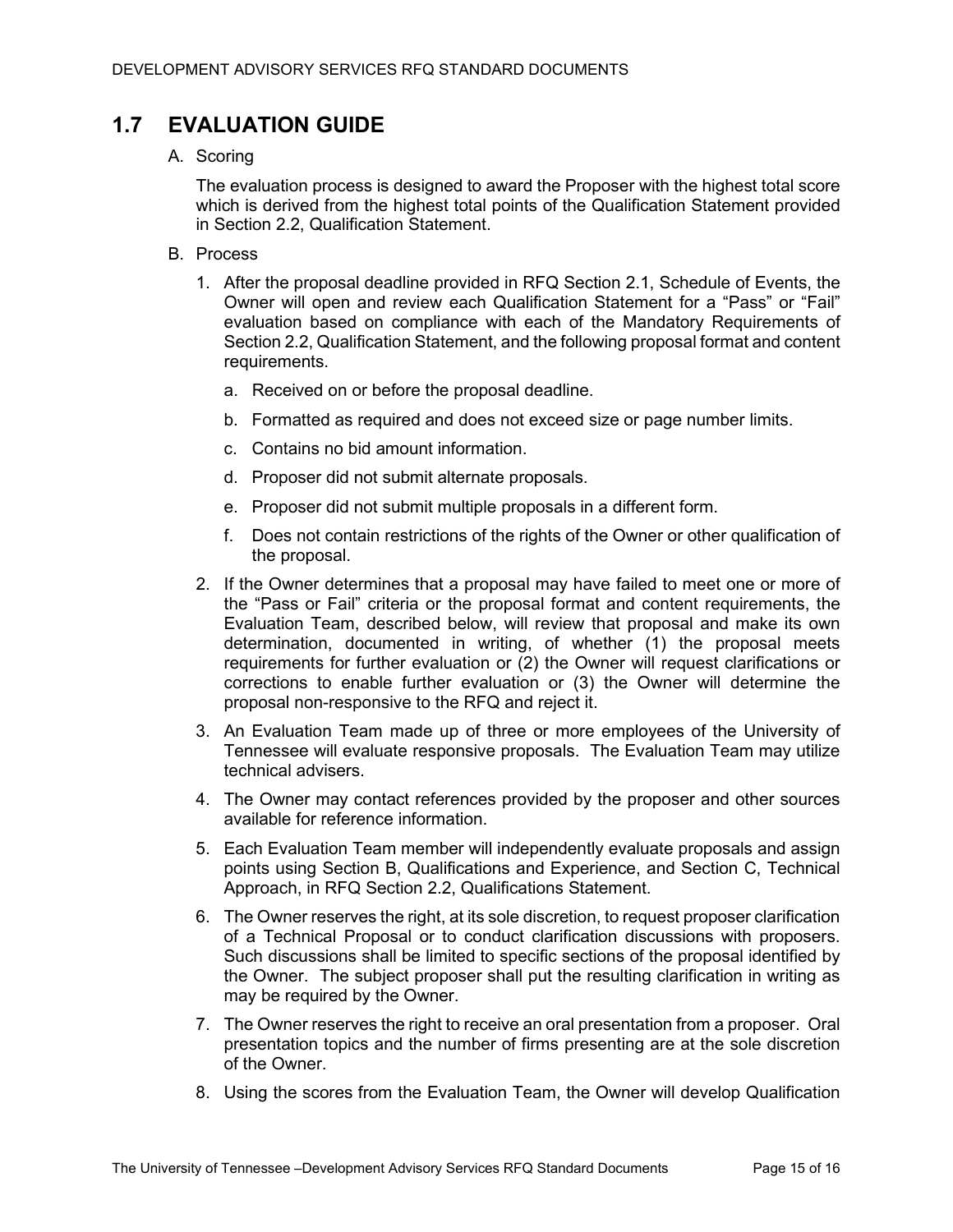## 1.7 EVALUATION GUIDE

A. Scoring

The evaluation process is designed to award the Proposer with the highest total score which is derived from the highest total points of the Qualification Statement provided in Section 2.2, Qualification Statement.

B. Process

1. After the proposal deadline provided in RFQ Section 2.1, Schedule of Events, the Owner will open and review each Qualification Statement for a “Pass” or “Fail” evaluation based on compliance with each of the Mandatory Requirements of Section 2.2, Qualification Statement, and the following proposal format and content requirements.

   a. Received on or before the proposal deadline.

   b. Formatted as required and does not exceed size or page number limits.

   c. Contains no bid amount information.

   d. Proposer did not submit alternate proposals.

   e. Proposer did not submit multiple proposals in a different form.

   f. Does not contain restrictions of the rights of the Owner or other qualification of the proposal.

2. If the Owner determines that a proposal may have failed to meet one or more of the “Pass or Fail” criteria or the proposal format and content requirements, the Evaluation Team, described below, will review that proposal and make its own determination, documented in writing, of whether (1) the proposal meets requirements for further evaluation or (2) the Owner will request clarifications or corrections to enable further evaluation or (3) the Owner will determine the proposal non-responsive to the RFQ and reject it.

3. An Evaluation Team made up of three or more employees of the University of Tennessee will evaluate responsive proposals. The Evaluation Team may utilize technical advisers.

4. The Owner may contact references provided by the proposer and other sources available for reference information.

5. Each Evaluation Team member will independently evaluate proposals and assign points using Section B, Qualifications and Experience, and Section C, Technical Approach, in RFQ Section 2.2, Qualifications Statement.

6. The Owner reserves the right, at its sole discretion, to request proposer clarification of a Technical Proposal or to conduct clarification discussions with proposers. Such discussions shall be limited to specific sections of the proposal identified by the Owner. The subject proposer shall put the resulting clarification in writing as may be required by the Owner.

7. The Owner reserves the right to receive an oral presentation from a proposer. Oral presentation topics and the number of firms presenting are at the sole discretion of the Owner.

8. Using the scores from the Evaluation Team, the Owner will develop Qualification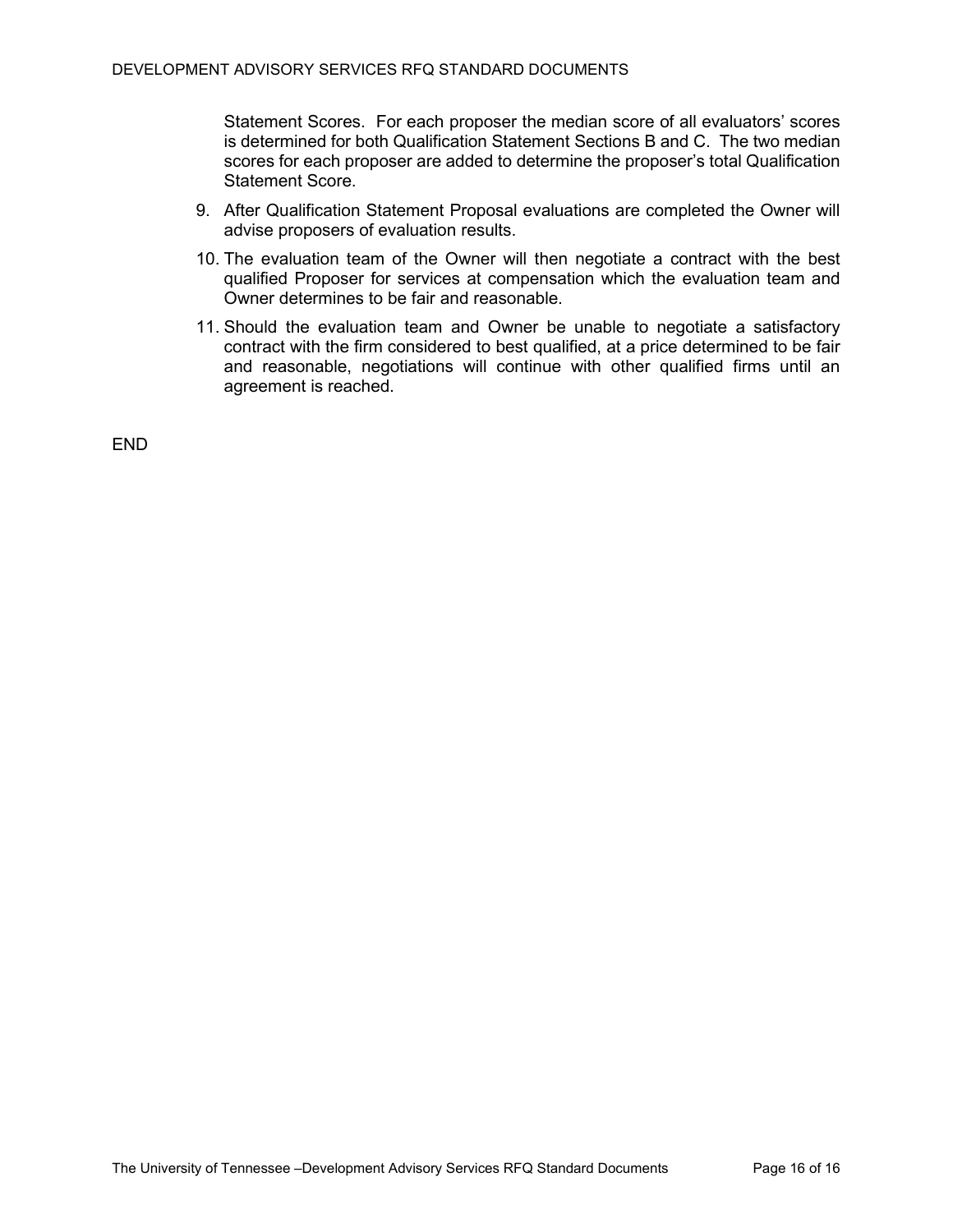Statement Scores. For each proposer the median score of all evaluators' scores is determined for both Qualification Statement Sections B and C. The two median scores for each proposer are added to determine the proposer's total Qualification Statement Score.

9. After Qualification Statement Proposal evaluations are completed the Owner will advise proposers of evaluation results.

10. The evaluation team of the Owner will then negotiate a contract with the best qualified Proposer for services at compensation which the evaluation team and Owner determines to be fair and reasonable.

11. Should the evaluation team and Owner be unable to negotiate a satisfactory contract with the firm considered to best qualified, at a price determined to be fair and reasonable, negotiations will continue with other qualified firms until an agreement is reached.

END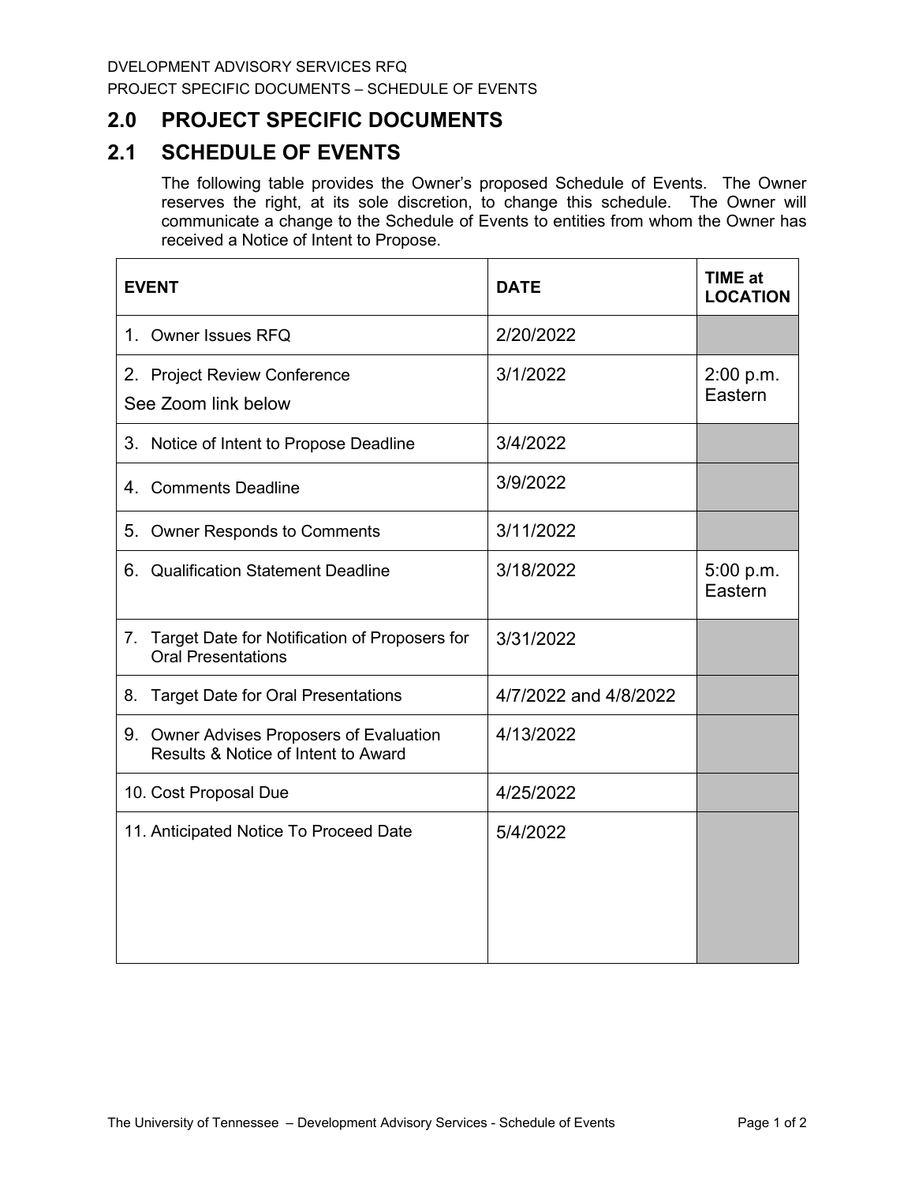## 2.0 PROJECT SPECIFIC DOCUMENTS

## 2.1 SCHEDULE OF EVENTS

The following table provides the Owner's proposed Schedule of Events. The Owner reserves the right, at its sole discretion, to change this schedule. The Owner will communicate a change to the Schedule of Events to entities from whom the Owner has received a Notice of Intent to Propose.

| EVENT | DATE | TIME at LOCATION |
|---|---|---|
| 1. Owner Issues RFQ | 2/20/2022 | |
| 2. Project Review Conference<br>See Zoom link below | 3/1/2022 | 2:00 p.m. Eastern |
| 3. Notice of Intent to Propose Deadline | 3/4/2022 | |
| 4. Comments Deadline | 3/9/2022 | |
| 5. Owner Responds to Comments | 3/11/2022 | |
| 6. Qualification Statement Deadline | 3/18/2022 | 5:00 p.m. Eastern |
| 7. Target Date for Notification of Proposers for Oral Presentations | 3/31/2022 | |
| 8. Target Date for Oral Presentations | 4/7/2022 and 4/8/2022 | |
| 9. Owner Advises Proposers of Evaluation Results & Notice of Intent to Award | 4/13/2022 | |
| 10. Cost Proposal Due | 4/25/2022 | |
| 11. Anticipated Notice To Proceed Date | 5/4/2022 | |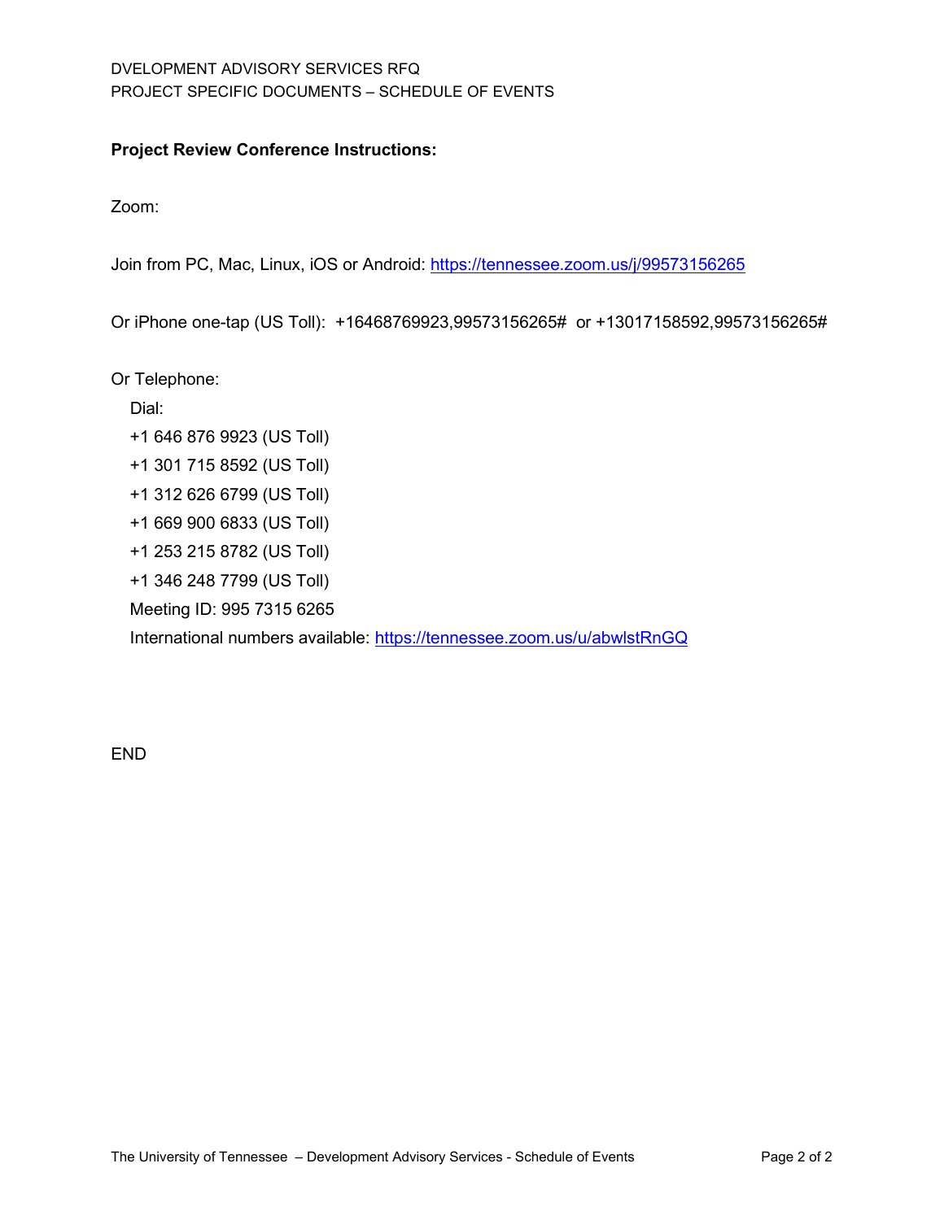**Project Review Conference Instructions:**

Zoom:

Join from PC, Mac, Linux, iOS or Android: https://tennessee.zoom.us/j/99573156265

Or iPhone one-tap (US Toll): +16468769923,99573156265# or +13017158592,99573156265#

Or Telephone:

Dial:

+1 646 876 9923 (US Toll)

+1 301 715 8592 (US Toll)

+1 312 626 6799 (US Toll)

+1 669 900 6833 (US Toll)

+1 253 215 8782 (US Toll)

+1 346 248 7799 (US Toll)

Meeting ID: 995 7315 6265

International numbers available: https://tennessee.zoom.us/u/abwlstRnGQ

END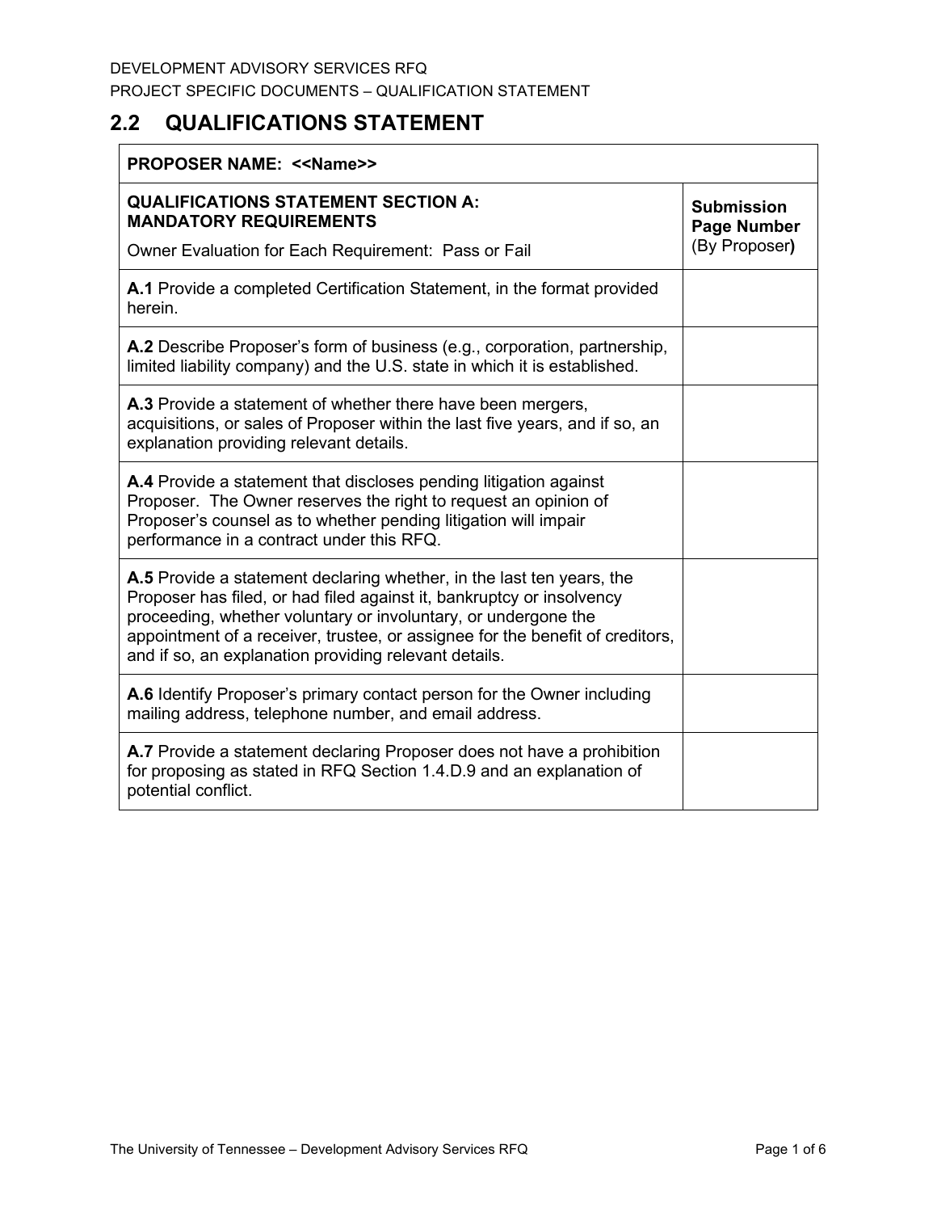DEVELOPMENT ADVISORY SERVICES RFQ

PROJECT SPECIFIC DOCUMENTS – QUALIFICATION STATEMENT

## 2.2 QUALIFICATIONS STATEMENT

| **PROPOSER NAME: <<Name>>** | |
|---|---|
| **QUALIFICATIONS STATEMENT SECTION A: MANDATORY REQUIREMENTS**<br>Owner Evaluation for Each Requirement: Pass or Fail | **Submission Page Number** (By Proposer**)** |
| **A.1** Provide a completed Certification Statement, in the format provided herein. | |
| **A.2** Describe Proposer's form of business (e.g., corporation, partnership, limited liability company) and the U.S. state in which it is established. | |
| **A.3** Provide a statement of whether there have been mergers, acquisitions, or sales of Proposer within the last five years, and if so, an explanation providing relevant details. | |
| **A.4** Provide a statement that discloses pending litigation against Proposer. The Owner reserves the right to request an opinion of Proposer's counsel as to whether pending litigation will impair performance in a contract under this RFQ. | |
| **A.5** Provide a statement declaring whether, in the last ten years, the Proposer has filed, or had filed against it, bankruptcy or insolvency proceeding, whether voluntary or involuntary, or undergone the appointment of a receiver, trustee, or assignee for the benefit of creditors, and if so, an explanation providing relevant details. | |
| **A.6** Identify Proposer's primary contact person for the Owner including mailing address, telephone number, and email address. | |
| **A.7** Provide a statement declaring Proposer does not have a prohibition for proposing as stated in RFQ Section 1.4.D.9 and an explanation of potential conflict. | |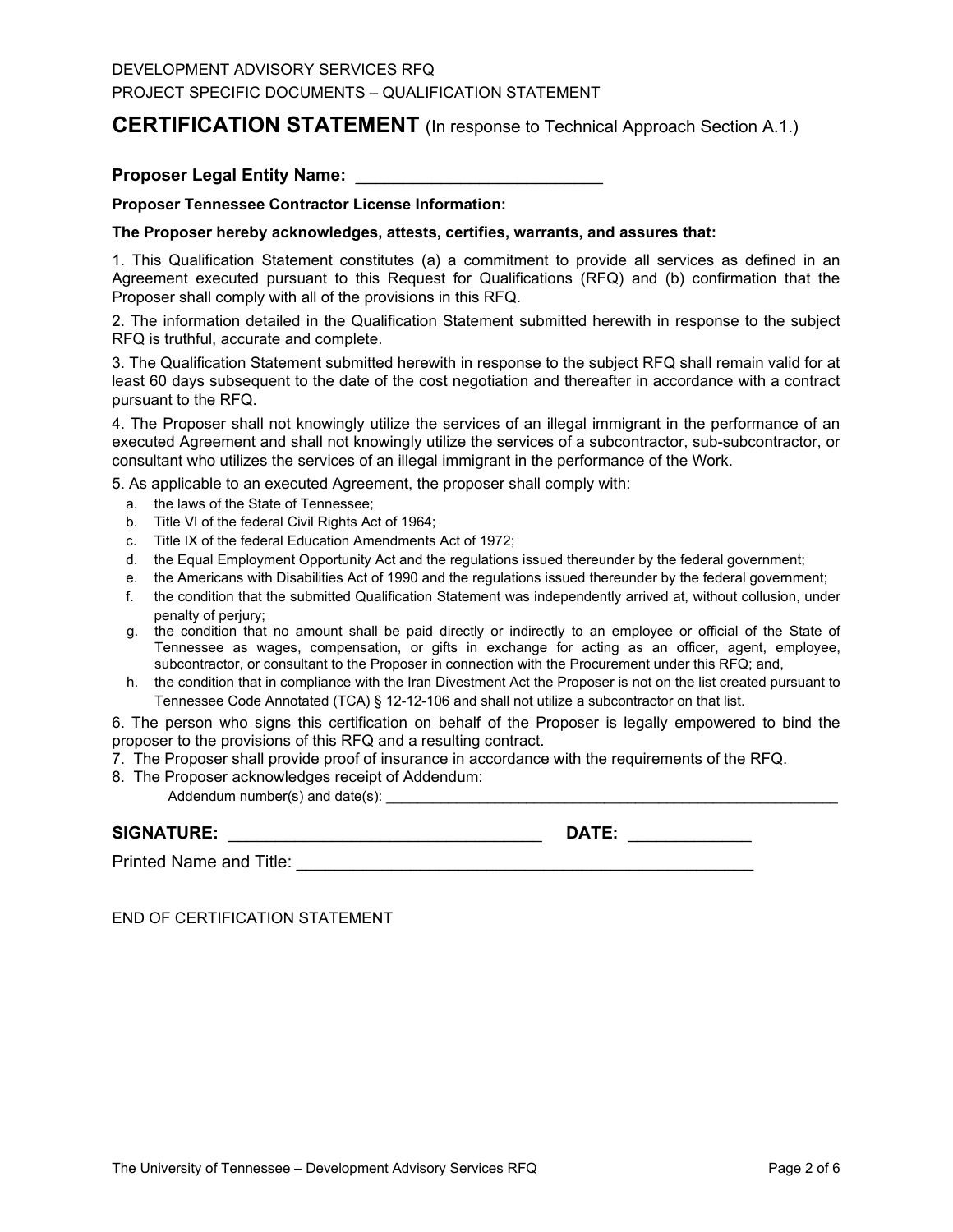DEVELOPMENT ADVISORY SERVICES RFQ

PROJECT SPECIFIC DOCUMENTS – QUALIFICATION STATEMENT

# CERTIFICATION STATEMENT (In response to Technical Approach Section A.1.)

**Proposer Legal Entity Name: ___________________________**

**Proposer Tennessee Contractor License Information:**

**The Proposer hereby acknowledges, attests, certifies, warrants, and assures that:**

1. This Qualification Statement constitutes (a) a commitment to provide all services as defined in an Agreement executed pursuant to this Request for Qualifications (RFQ) and (b) confirmation that the Proposer shall comply with all of the provisions in this RFQ.

2. The information detailed in the Qualification Statement submitted herewith in response to the subject RFQ is truthful, accurate and complete.

3. The Qualification Statement submitted herewith in response to the subject RFQ shall remain valid for at least 60 days subsequent to the date of the cost negotiation and thereafter in accordance with a contract pursuant to the RFQ.

4. The Proposer shall not knowingly utilize the services of an illegal immigrant in the performance of an executed Agreement and shall not knowingly utilize the services of a subcontractor, sub-subcontractor, or consultant who utilizes the services of an illegal immigrant in the performance of the Work.

5. As applicable to an executed Agreement, the proposer shall comply with:
   a. the laws of the State of Tennessee;
   b. Title VI of the federal Civil Rights Act of 1964;
   c. Title IX of the federal Education Amendments Act of 1972;
   d. the Equal Employment Opportunity Act and the regulations issued thereunder by the federal government;
   e. the Americans with Disabilities Act of 1990 and the regulations issued thereunder by the federal government;
   f. the condition that the submitted Qualification Statement was independently arrived at, without collusion, under penalty of perjury;
   g. the condition that no amount shall be paid directly or indirectly to an employee or official of the State of Tennessee as wages, compensation, or gifts in exchange for acting as an officer, agent, employee, subcontractor, or consultant to the Proposer in connection with the Procurement under this RFQ; and,
   h. the condition that in compliance with the Iran Divestment Act the Proposer is not on the list created pursuant to Tennessee Code Annotated (TCA) § 12-12-106 and shall not utilize a subcontractor on that list.

6. The person who signs this certification on behalf of the Proposer is legally empowered to bind the proposer to the provisions of this RFQ and a resulting contract.

7. The Proposer shall provide proof of insurance in accordance with the requirements of the RFQ.

8. The Proposer acknowledges receipt of Addendum:
   Addendum number(s) and date(s): ___________________________________________________________

**SIGNATURE:** _________________________________ **DATE:** ____________

Printed Name and Title: _________________________________________________

END OF CERTIFICATION STATEMENT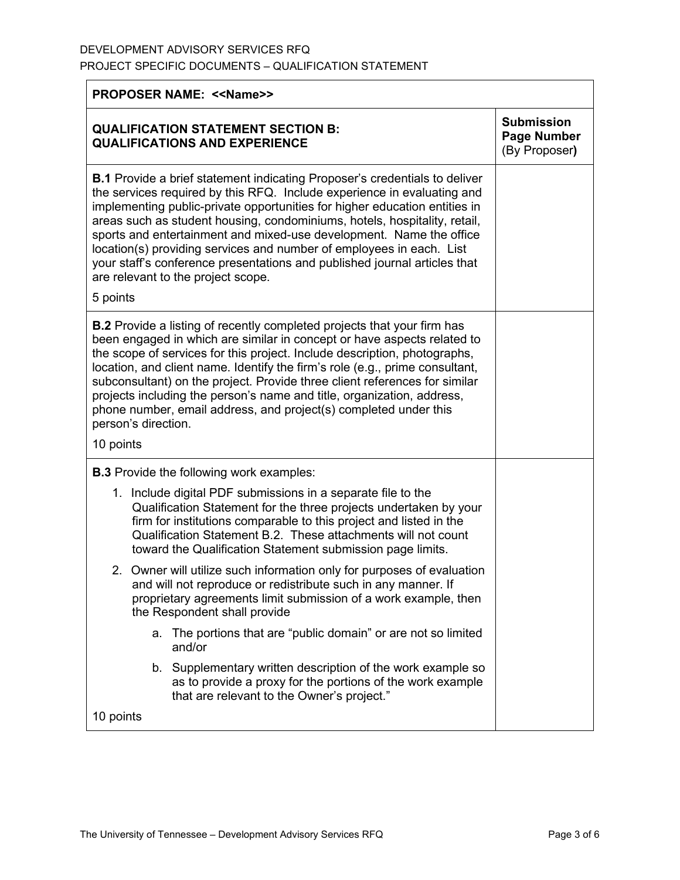DEVELOPMENT ADVISORY SERVICES RFQ
PROJECT SPECIFIC DOCUMENTS – QUALIFICATION STATEMENT

| **PROPOSER NAME: <<Name>>** | |
|---|---|
| **QUALIFICATION STATEMENT SECTION B: QUALIFICATIONS AND EXPERIENCE** | **Submission Page Number** (By Proposer**)** |
| **B.1** Provide a brief statement indicating Proposer's credentials to deliver the services required by this RFQ. Include experience in evaluating and implementing public-private opportunities for higher education entities in areas such as student housing, condominiums, hotels, hospitality, retail, sports and entertainment and mixed-use development. Name the office location(s) providing services and number of employees in each. List your staff's conference presentations and published journal articles that are relevant to the project scope.<br><br>5 points | |
| **B.2** Provide a listing of recently completed projects that your firm has been engaged in which are similar in concept or have aspects related to the scope of services for this project. Include description, photographs, location, and client name. Identify the firm's role (e.g., prime consultant, subconsultant) on the project. Provide three client references for similar projects including the person's name and title, organization, address, phone number, email address, and project(s) completed under this person's direction.<br><br>10 points | |
| **B.3** Provide the following work examples:<br><br>1. Include digital PDF submissions in a separate file to the Qualification Statement for the three projects undertaken by your firm for institutions comparable to this project and listed in the Qualification Statement B.2. These attachments will not count toward the Qualification Statement submission page limits.<br><br>2. Owner will utilize such information only for purposes of evaluation and will not reproduce or redistribute such in any manner. If proprietary agreements limit submission of a work example, then the Respondent shall provide<br><br>a. The portions that are "public domain" or are not so limited and/or<br><br>b. Supplementary written description of the work example so as to provide a proxy for the portions of the work example that are relevant to the Owner's project."<br><br>10 points | |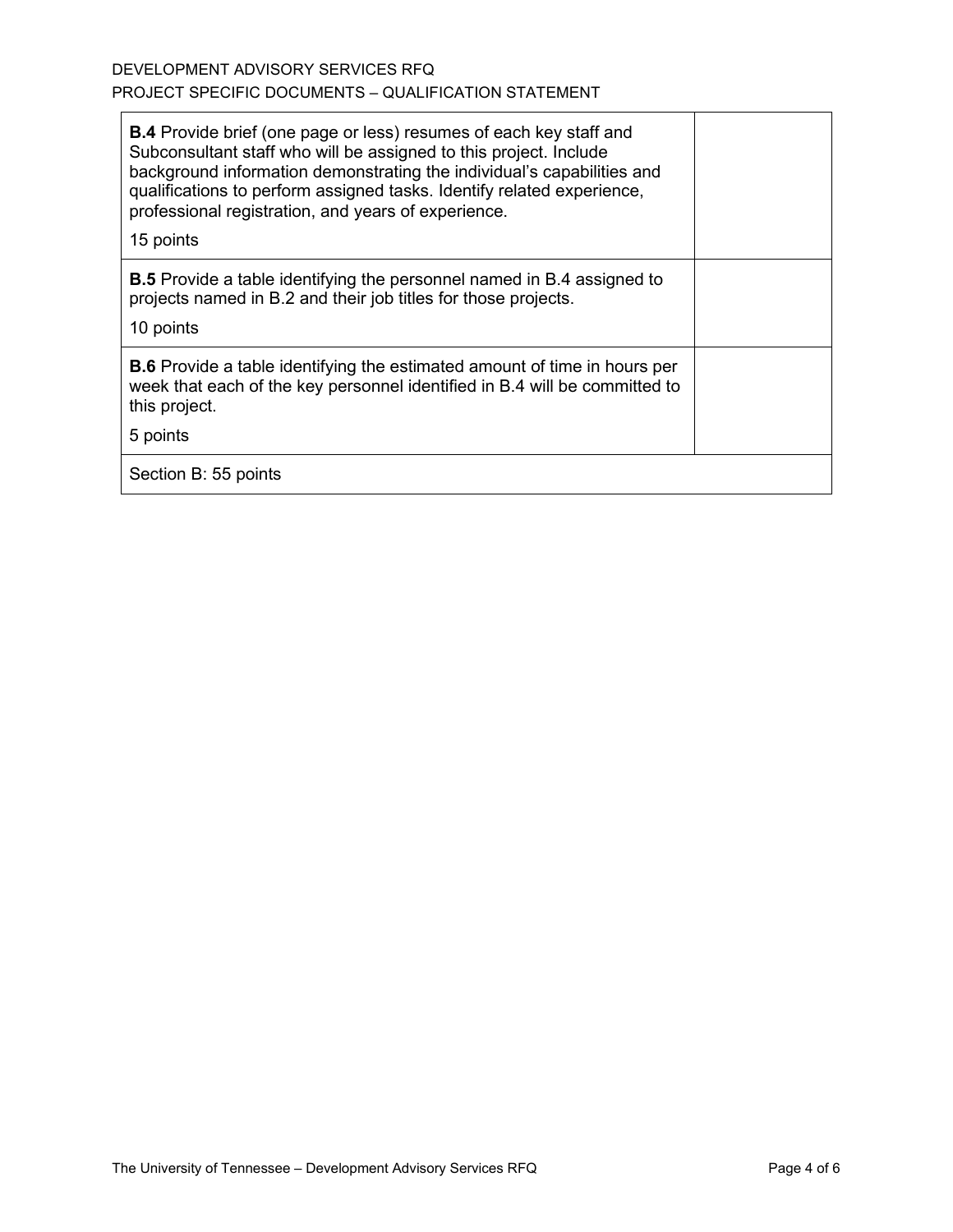| | |
|---|---|
| **B.4** Provide brief (one page or less) resumes of each key staff and Subconsultant staff who will be assigned to this project. Include background information demonstrating the individual's capabilities and qualifications to perform assigned tasks. Identify related experience, professional registration, and years of experience.<br><br>15 points | |
| **B.5** Provide a table identifying the personnel named in B.4 assigned to projects named in B.2 and their job titles for those projects.<br><br>10 points | |
| **B.6** Provide a table identifying the estimated amount of time in hours per week that each of the key personnel identified in B.4 will be committed to this project.<br><br>5 points | |
| Section B: 55 points | |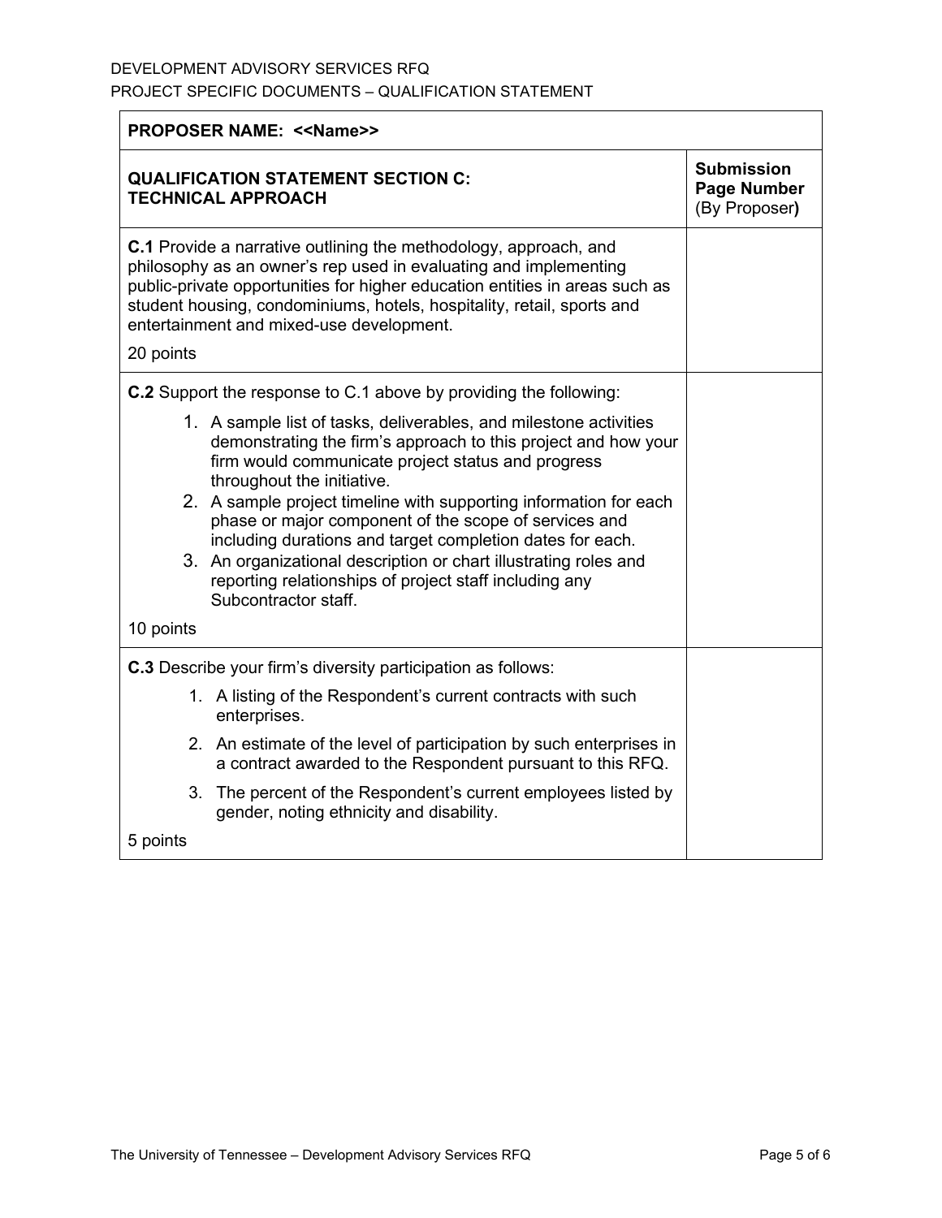| PROPOSER NAME: <<Name>> | |
|---|---|
| **QUALIFICATION STATEMENT SECTION C: TECHNICAL APPROACH** | **Submission Page Number** (By Proposer) |
| **C.1** Provide a narrative outlining the methodology, approach, and philosophy as an owner's rep used in evaluating and implementing public-private opportunities for higher education entities in areas such as student housing, condominiums, hotels, hospitality, retail, sports and entertainment and mixed-use development.<br><br>20 points | |
| **C.2** Support the response to C.1 above by providing the following:<br><br>1. A sample list of tasks, deliverables, and milestone activities demonstrating the firm's approach to this project and how your firm would communicate project status and progress throughout the initiative.<br>2. A sample project timeline with supporting information for each phase or major component of the scope of services and including durations and target completion dates for each.<br>3. An organizational description or chart illustrating roles and reporting relationships of project staff including any Subcontractor staff.<br><br>10 points | |
| **C.3** Describe your firm's diversity participation as follows:<br><br>1. A listing of the Respondent's current contracts with such enterprises.<br>2. An estimate of the level of participation by such enterprises in a contract awarded to the Respondent pursuant to this RFQ.<br>3. The percent of the Respondent's current employees listed by gender, noting ethnicity and disability.<br><br>5 points | |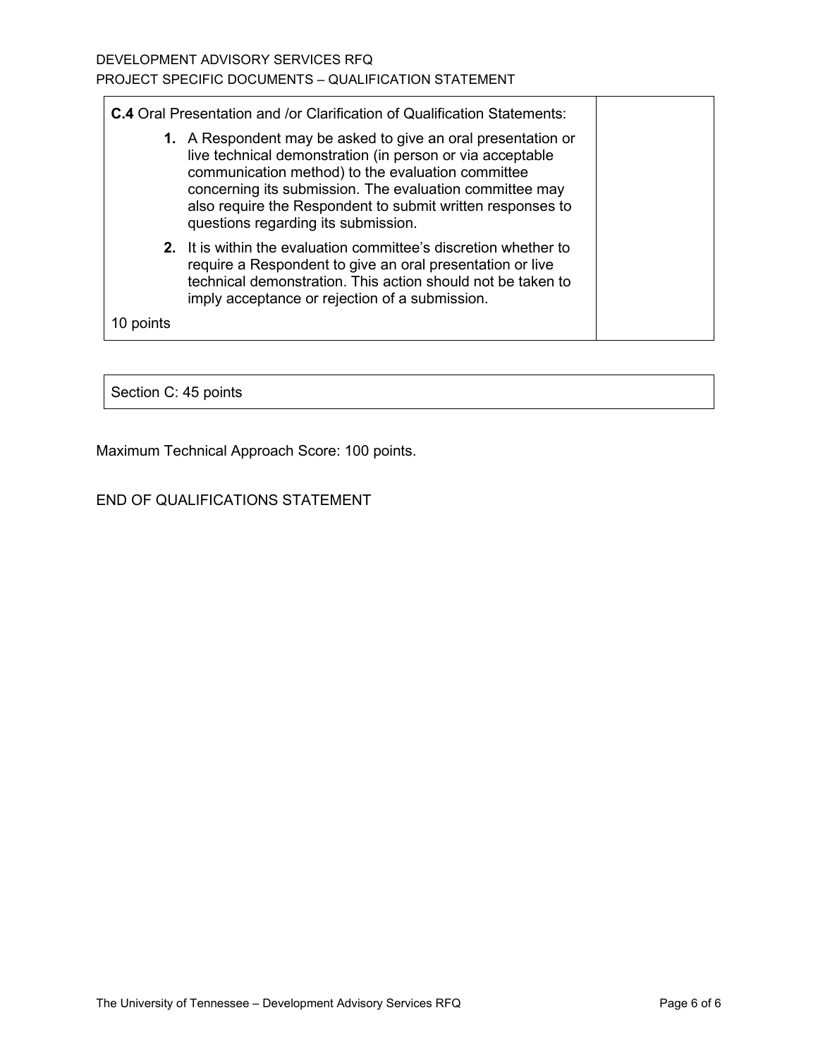| **C.4** Oral Presentation and /or Clarification of Qualification Statements:<br><br>**1.** A Respondent may be asked to give an oral presentation or live technical demonstration (in person or via acceptable communication method) to the evaluation committee concerning its submission. The evaluation committee may also require the Respondent to submit written responses to questions regarding its submission.<br><br>**2.** It is within the evaluation committee's discretion whether to require a Respondent to give an oral presentation or live technical demonstration. This action should not be taken to imply acceptance or rejection of a submission.<br><br>10 points | |
|---|---|

| Section C: 45 points |
|---|

Maximum Technical Approach Score: 100 points.

END OF QUALIFICATIONS STATEMENT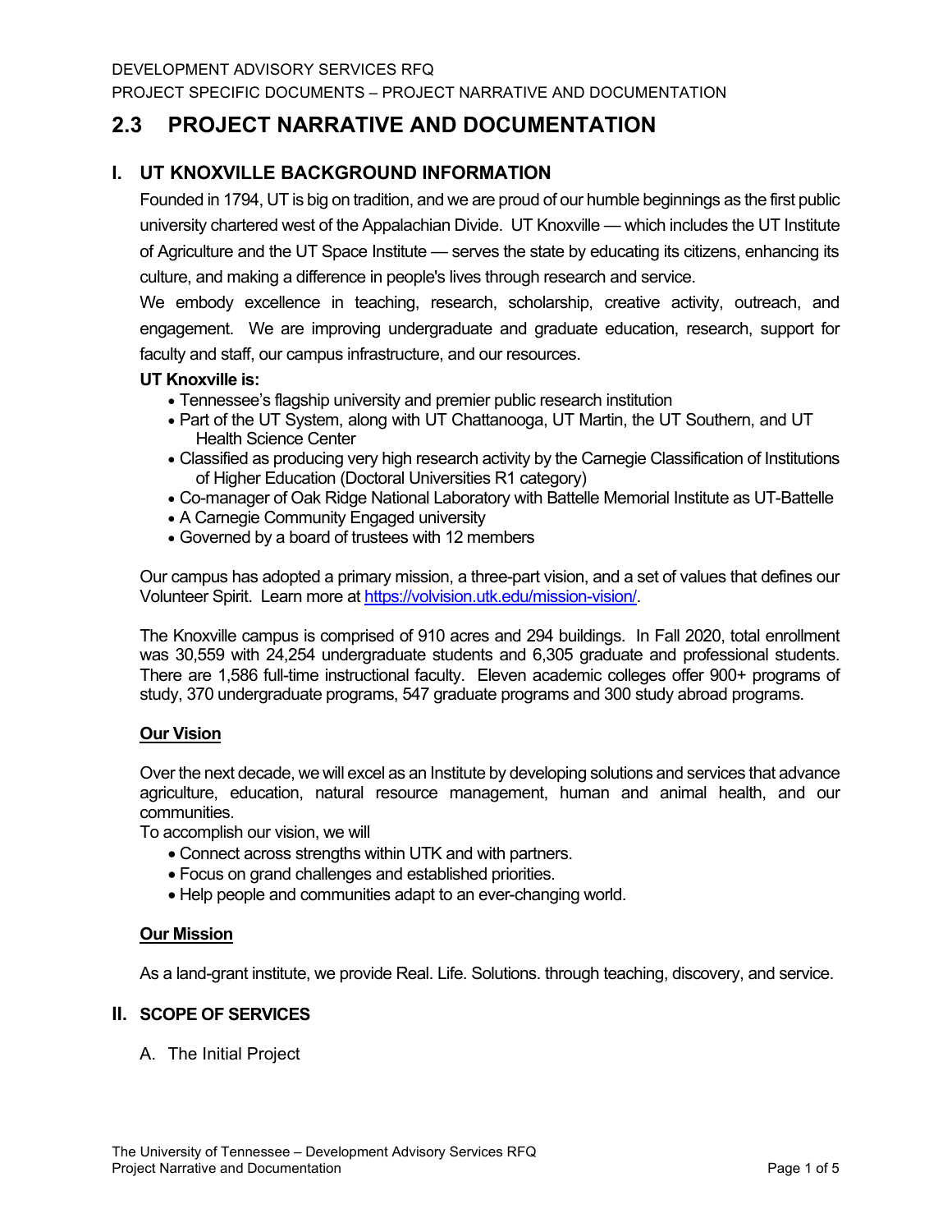# 2.3 PROJECT NARRATIVE AND DOCUMENTATION

## I. UT KNOXVILLE BACKGROUND INFORMATION

Founded in 1794, UT is big on tradition, and we are proud of our humble beginnings as the first public university chartered west of the Appalachian Divide. UT Knoxville — which includes the UT Institute of Agriculture and the UT Space Institute — serves the state by educating its citizens, enhancing its culture, and making a difference in people's lives through research and service.

We embody excellence in teaching, research, scholarship, creative activity, outreach, and engagement. We are improving undergraduate and graduate education, research, support for faculty and staff, our campus infrastructure, and our resources.

**UT Knoxville is:**

- Tennessee's flagship university and premier public research institution
- Part of the UT System, along with UT Chattanooga, UT Martin, the UT Southern, and UT Health Science Center
- Classified as producing very high research activity by the Carnegie Classification of Institutions of Higher Education (Doctoral Universities R1 category)
- Co-manager of Oak Ridge National Laboratory with Battelle Memorial Institute as UT-Battelle
- A Carnegie Community Engaged university
- Governed by a board of trustees with 12 members

Our campus has adopted a primary mission, a three-part vision, and a set of values that defines our Volunteer Spirit. Learn more at https://volvision.utk.edu/mission-vision/.

The Knoxville campus is comprised of 910 acres and 294 buildings. In Fall 2020, total enrollment was 30,559 with 24,254 undergraduate students and 6,305 graduate and professional students. There are 1,586 full-time instructional faculty. Eleven academic colleges offer 900+ programs of study, 370 undergraduate programs, 547 graduate programs and 300 study abroad programs.

### Our Vision

Over the next decade, we will excel as an Institute by developing solutions and services that advance agriculture, education, natural resource management, human and animal health, and our communities.

To accomplish our vision, we will

- Connect across strengths within UTK and with partners.
- Focus on grand challenges and established priorities.
- Help people and communities adapt to an ever-changing world.

### Our Mission

As a land-grant institute, we provide Real. Life. Solutions. through teaching, discovery, and service.

## II. SCOPE OF SERVICES

A. The Initial Project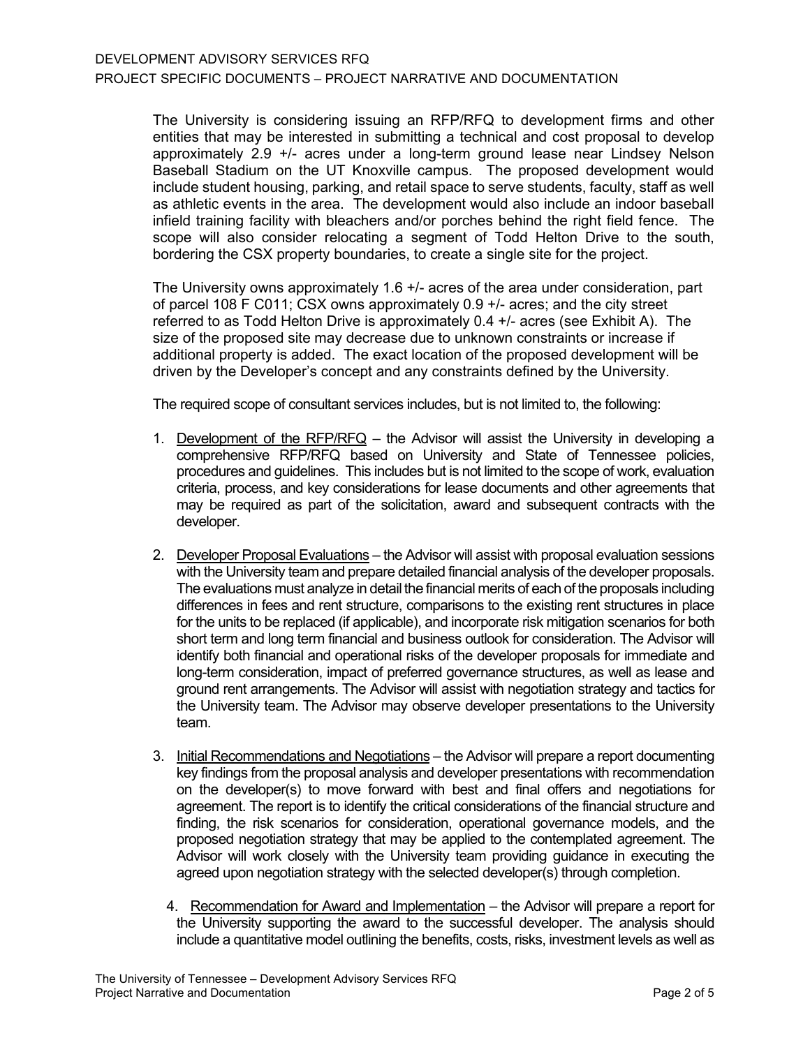The University is considering issuing an RFP/RFQ to development firms and other entities that may be interested in submitting a technical and cost proposal to develop approximately 2.9 +/- acres under a long-term ground lease near Lindsey Nelson Baseball Stadium on the UT Knoxville campus. The proposed development would include student housing, parking, and retail space to serve students, faculty, staff as well as athletic events in the area. The development would also include an indoor baseball infield training facility with bleachers and/or porches behind the right field fence. The scope will also consider relocating a segment of Todd Helton Drive to the south, bordering the CSX property boundaries, to create a single site for the project.

The University owns approximately 1.6 +/- acres of the area under consideration, part of parcel 108 F C011; CSX owns approximately 0.9 +/- acres; and the city street referred to as Todd Helton Drive is approximately 0.4 +/- acres (see Exhibit A). The size of the proposed site may decrease due to unknown constraints or increase if additional property is added. The exact location of the proposed development will be driven by the Developer's concept and any constraints defined by the University.

The required scope of consultant services includes, but is not limited to, the following:

1. <u>Development of the RFP/RFQ</u> – the Advisor will assist the University in developing a comprehensive RFP/RFQ based on University and State of Tennessee policies, procedures and guidelines. This includes but is not limited to the scope of work, evaluation criteria, process, and key considerations for lease documents and other agreements that may be required as part of the solicitation, award and subsequent contracts with the developer.

2. <u>Developer Proposal Evaluations</u> – the Advisor will assist with proposal evaluation sessions with the University team and prepare detailed financial analysis of the developer proposals. The evaluations must analyze in detail the financial merits of each of the proposals including differences in fees and rent structure, comparisons to the existing rent structures in place for the units to be replaced (if applicable), and incorporate risk mitigation scenarios for both short term and long term financial and business outlook for consideration. The Advisor will identify both financial and operational risks of the developer proposals for immediate and long-term consideration, impact of preferred governance structures, as well as lease and ground rent arrangements. The Advisor will assist with negotiation strategy and tactics for the University team. The Advisor may observe developer presentations to the University team.

3. <u>Initial Recommendations and Negotiations</u> – the Advisor will prepare a report documenting key findings from the proposal analysis and developer presentations with recommendation on the developer(s) to move forward with best and final offers and negotiations for agreement. The report is to identify the critical considerations of the financial structure and finding, the risk scenarios for consideration, operational governance models, and the proposed negotiation strategy that may be applied to the contemplated agreement. The Advisor will work closely with the University team providing guidance in executing the agreed upon negotiation strategy with the selected developer(s) through completion.

4. <u>Recommendation for Award and Implementation</u> – the Advisor will prepare a report for the University supporting the award to the successful developer. The analysis should include a quantitative model outlining the benefits, costs, risks, investment levels as well as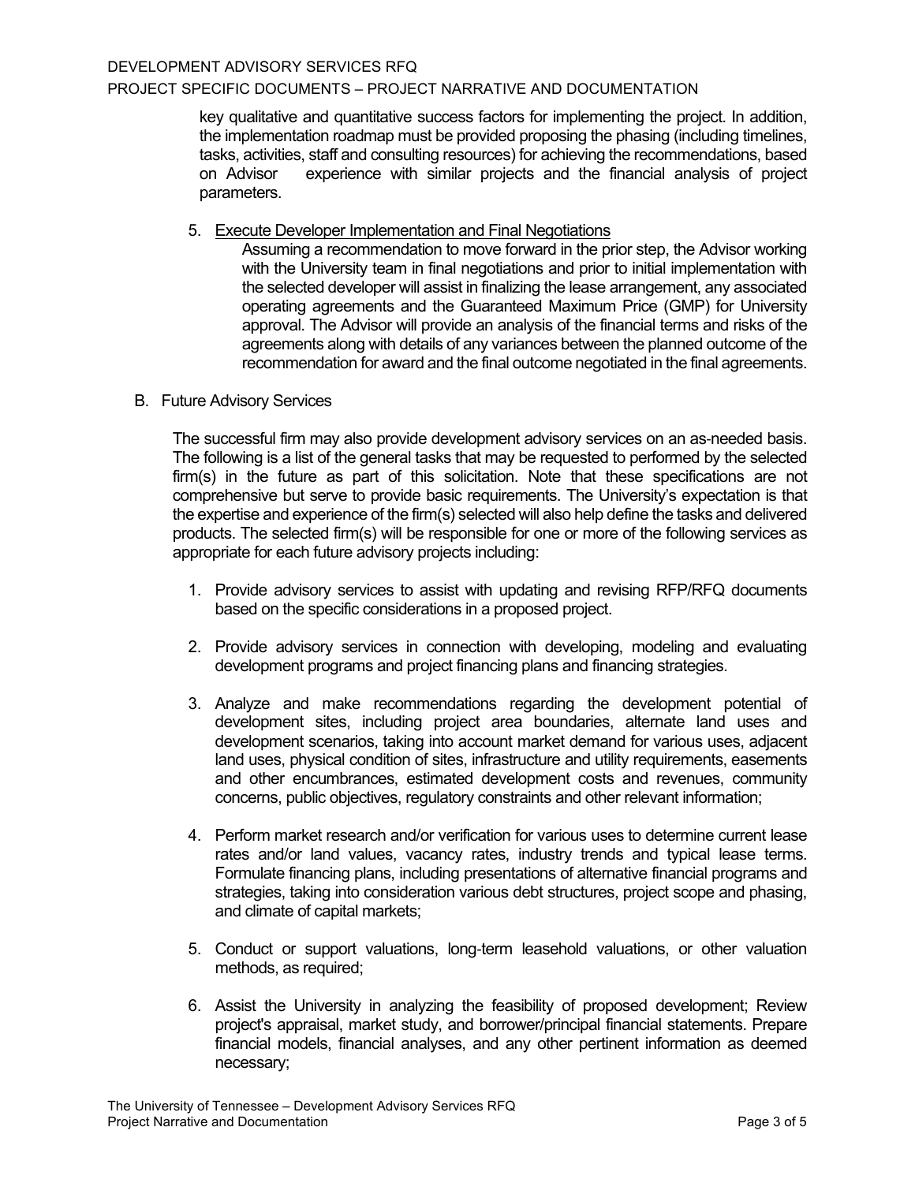key qualitative and quantitative success factors for implementing the project. In addition, the implementation roadmap must be provided proposing the phasing (including timelines, tasks, activities, staff and consulting resources) for achieving the recommendations, based on Advisor experience with similar projects and the financial analysis of project parameters.

5. Execute Developer Implementation and Final Negotiations

   Assuming a recommendation to move forward in the prior step, the Advisor working with the University team in final negotiations and prior to initial implementation with the selected developer will assist in finalizing the lease arrangement, any associated operating agreements and the Guaranteed Maximum Price (GMP) for University approval. The Advisor will provide an analysis of the financial terms and risks of the agreements along with details of any variances between the planned outcome of the recommendation for award and the final outcome negotiated in the final agreements.

B. Future Advisory Services

The successful firm may also provide development advisory services on an as-needed basis. The following is a list of the general tasks that may be requested to performed by the selected firm(s) in the future as part of this solicitation. Note that these specifications are not comprehensive but serve to provide basic requirements. The University's expectation is that the expertise and experience of the firm(s) selected will also help define the tasks and delivered products. The selected firm(s) will be responsible for one or more of the following services as appropriate for each future advisory projects including:

1. Provide advisory services to assist with updating and revising RFP/RFQ documents based on the specific considerations in a proposed project.

2. Provide advisory services in connection with developing, modeling and evaluating development programs and project financing plans and financing strategies.

3. Analyze and make recommendations regarding the development potential of development sites, including project area boundaries, alternate land uses and development scenarios, taking into account market demand for various uses, adjacent land uses, physical condition of sites, infrastructure and utility requirements, easements and other encumbrances, estimated development costs and revenues, community concerns, public objectives, regulatory constraints and other relevant information;

4. Perform market research and/or verification for various uses to determine current lease rates and/or land values, vacancy rates, industry trends and typical lease terms. Formulate financing plans, including presentations of alternative financial programs and strategies, taking into consideration various debt structures, project scope and phasing, and climate of capital markets;

5. Conduct or support valuations, long-term leasehold valuations, or other valuation methods, as required;

6. Assist the University in analyzing the feasibility of proposed development; Review project's appraisal, market study, and borrower/principal financial statements. Prepare financial models, financial analyses, and any other pertinent information as deemed necessary;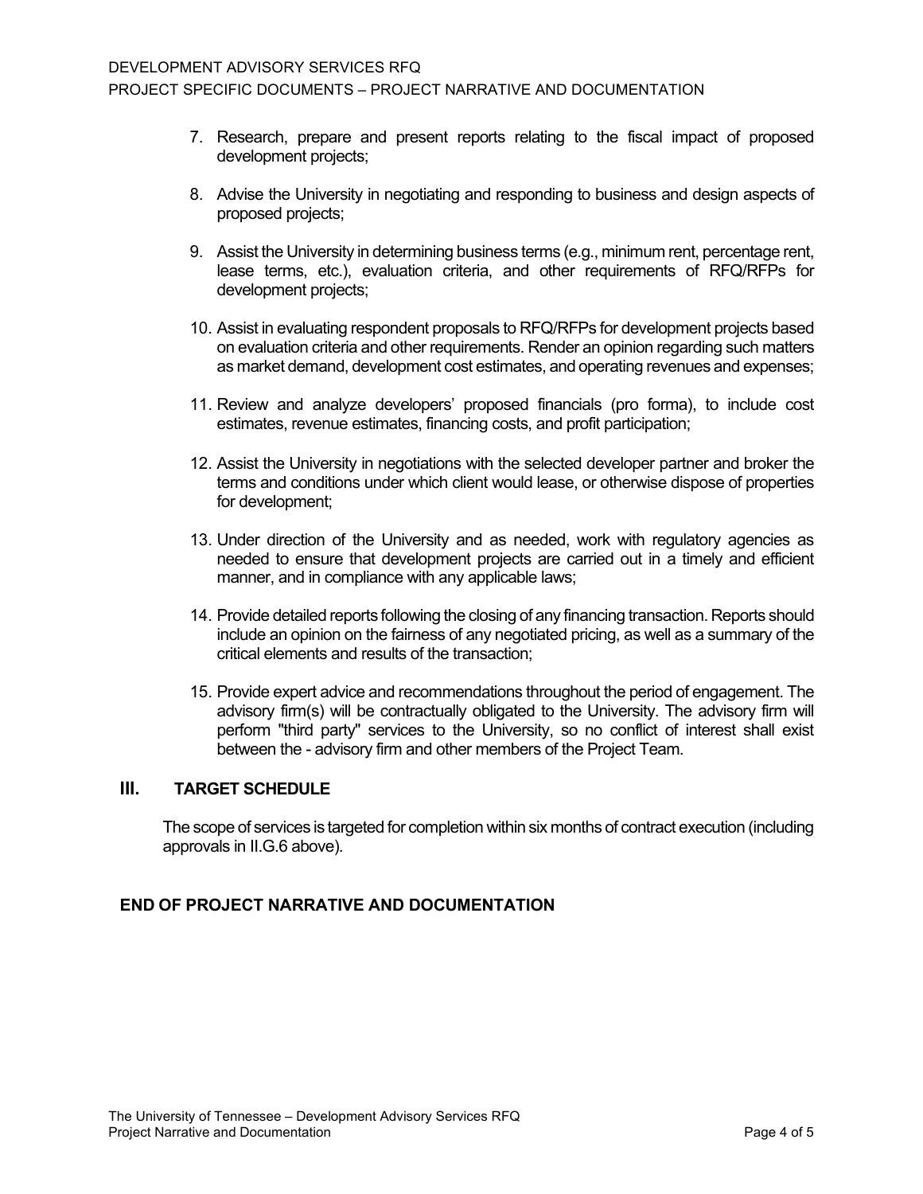7. Research, prepare and present reports relating to the fiscal impact of proposed development projects;

8. Advise the University in negotiating and responding to business and design aspects of proposed projects;

9. Assist the University in determining business terms (e.g., minimum rent, percentage rent, lease terms, etc.), evaluation criteria, and other requirements of RFQ/RFPs for development projects;

10. Assist in evaluating respondent proposals to RFQ/RFPs for development projects based on evaluation criteria and other requirements. Render an opinion regarding such matters as market demand, development cost estimates, and operating revenues and expenses;

11. Review and analyze developers' proposed financials (pro forma), to include cost estimates, revenue estimates, financing costs, and profit participation;

12. Assist the University in negotiations with the selected developer partner and broker the terms and conditions under which client would lease, or otherwise dispose of properties for development;

13. Under direction of the University and as needed, work with regulatory agencies as needed to ensure that development projects are carried out in a timely and efficient manner, and in compliance with any applicable laws;

14. Provide detailed reports following the closing of any financing transaction. Reports should include an opinion on the fairness of any negotiated pricing, as well as a summary of the critical elements and results of the transaction;

15. Provide expert advice and recommendations throughout the period of engagement. The advisory firm(s) will be contractually obligated to the University. The advisory firm will perform "third party" services to the University, so no conflict of interest shall exist between the - advisory firm and other members of the Project Team.

## III. TARGET SCHEDULE

The scope of services is targeted for completion within six months of contract execution (including approvals in II.G.6 above).

## END OF PROJECT NARRATIVE AND DOCUMENTATION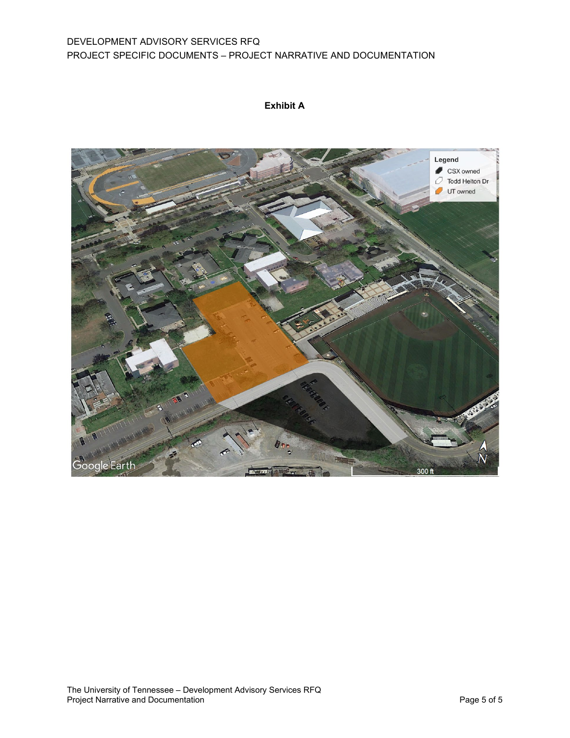**Exhibit A**

Legend

CSX owned

Todd Helton Dr

UT owned

Google Earth

300 ft

N